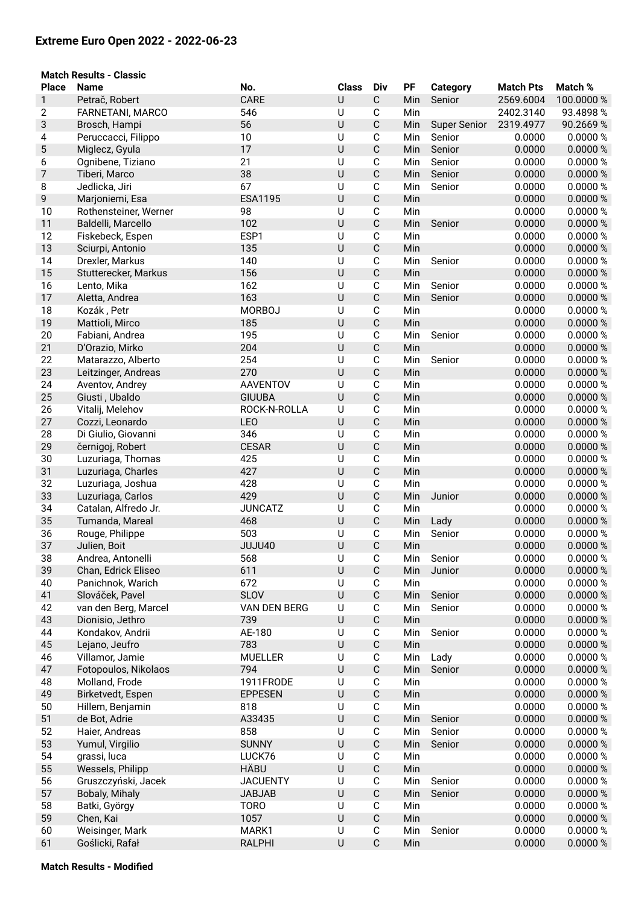# Extreme Euro Open 2022 - 2022-06-23

**Match Results - Classic**

| Place | Name | No. | Class | Div | PF | Category | Match Pts | Match % |
|---|---|---|---|---|---|---|---|---|
| 1 | Petrač, Robert | CARE | U | C | Min | Senior | 2569.6004 | 100.0000 % |
| 2 | FARNETANI, MARCO | 546 | U | C | Min | | 2402.3140 | 93.4898 % |
| 3 | Brosch, Hampi | 56 | U | C | Min | Super Senior | 2319.4977 | 90.2669 % |
| 4 | Peruccacci, Filippo | 10 | U | C | Min | Senior | 0.0000 | 0.0000 % |
| 5 | Miglecz, Gyula | 17 | U | C | Min | Senior | 0.0000 | 0.0000 % |
| 6 | Ognibene, Tiziano | 21 | U | C | Min | Senior | 0.0000 | 0.0000 % |
| 7 | Tiberi, Marco | 38 | U | C | Min | Senior | 0.0000 | 0.0000 % |
| 8 | Jedlicka, Jiri | 67 | U | C | Min | Senior | 0.0000 | 0.0000 % |
| 9 | Marjoniemi, Esa | ESA1195 | U | C | Min | | 0.0000 | 0.0000 % |
| 10 | Rothensteiner, Werner | 98 | U | C | Min | | 0.0000 | 0.0000 % |
| 11 | Baldelli, Marcello | 102 | U | C | Min | Senior | 0.0000 | 0.0000 % |
| 12 | Fiskebeck, Espen | ESP1 | U | C | Min | | 0.0000 | 0.0000 % |
| 13 | Sciurpi, Antonio | 135 | U | C | Min | | 0.0000 | 0.0000 % |
| 14 | Drexler, Markus | 140 | U | C | Min | Senior | 0.0000 | 0.0000 % |
| 15 | Stutterecker, Markus | 156 | U | C | Min | | 0.0000 | 0.0000 % |
| 16 | Lento, Mika | 162 | U | C | Min | Senior | 0.0000 | 0.0000 % |
| 17 | Aletta, Andrea | 163 | U | C | Min | Senior | 0.0000 | 0.0000 % |
| 18 | Kozák , Petr | MORBOJ | U | C | Min | | 0.0000 | 0.0000 % |
| 19 | Mattioli, Mirco | 185 | U | C | Min | | 0.0000 | 0.0000 % |
| 20 | Fabiani, Andrea | 195 | U | C | Min | Senior | 0.0000 | 0.0000 % |
| 21 | D'Orazio, Mirko | 204 | U | C | Min | | 0.0000 | 0.0000 % |
| 22 | Matarazzo, Alberto | 254 | U | C | Min | Senior | 0.0000 | 0.0000 % |
| 23 | Leitzinger, Andreas | 270 | U | C | Min | | 0.0000 | 0.0000 % |
| 24 | Aventov, Andrey | AAVENTOV | U | C | Min | | 0.0000 | 0.0000 % |
| 25 | Giusti , Ubaldo | GIUUBA | U | C | Min | | 0.0000 | 0.0000 % |
| 26 | Vitalij, Melehov | ROCK-N-ROLLA | U | C | Min | | 0.0000 | 0.0000 % |
| 27 | Cozzi, Leonardo | LEO | U | C | Min | | 0.0000 | 0.0000 % |
| 28 | Di Giulio, Giovanni | 346 | U | C | Min | | 0.0000 | 0.0000 % |
| 29 | černigoj, Robert | CESAR | U | C | Min | | 0.0000 | 0.0000 % |
| 30 | Luzuriaga, Thomas | 425 | U | C | Min | | 0.0000 | 0.0000 % |
| 31 | Luzuriaga, Charles | 427 | U | C | Min | | 0.0000 | 0.0000 % |
| 32 | Luzuriaga, Joshua | 428 | U | C | Min | | 0.0000 | 0.0000 % |
| 33 | Luzuriaga, Carlos | 429 | U | C | Min | Junior | 0.0000 | 0.0000 % |
| 34 | Catalan, Alfredo Jr. | JUNCATZ | U | C | Min | | 0.0000 | 0.0000 % |
| 35 | Tumanda, Mareal | 468 | U | C | Min | Lady | 0.0000 | 0.0000 % |
| 36 | Rouge, Philippe | 503 | U | C | Min | Senior | 0.0000 | 0.0000 % |
| 37 | Julien, Boit | JUJU40 | U | C | Min | | 0.0000 | 0.0000 % |
| 38 | Andrea, Antonelli | 568 | U | C | Min | Senior | 0.0000 | 0.0000 % |
| 39 | Chan, Edrick Eliseo | 611 | U | C | Min | Junior | 0.0000 | 0.0000 % |
| 40 | Panichnok, Warich | 672 | U | C | Min | | 0.0000 | 0.0000 % |
| 41 | Slováček, Pavel | SLOV | U | C | Min | Senior | 0.0000 | 0.0000 % |
| 42 | van den Berg, Marcel | VAN DEN BERG | U | C | Min | Senior | 0.0000 | 0.0000 % |
| 43 | Dionisio, Jethro | 739 | U | C | Min | | 0.0000 | 0.0000 % |
| 44 | Kondakov, Andrii | AE-180 | U | C | Min | Senior | 0.0000 | 0.0000 % |
| 45 | Lejano, Jeufro | 783 | U | C | Min | | 0.0000 | 0.0000 % |
| 46 | Villamor, Jamie | MUELLER | U | C | Min | Lady | 0.0000 | 0.0000 % |
| 47 | Fotopoulos, Nikolaos | 794 | U | C | Min | Senior | 0.0000 | 0.0000 % |
| 48 | Molland, Frode | 1911FRODE | U | C | Min | | 0.0000 | 0.0000 % |
| 49 | Birketvedt, Espen | EPPESEN | U | C | Min | | 0.0000 | 0.0000 % |
| 50 | Hillem, Benjamin | 818 | U | C | Min | | 0.0000 | 0.0000 % |
| 51 | de Bot, Adrie | A33435 | U | C | Min | Senior | 0.0000 | 0.0000 % |
| 52 | Haier, Andreas | 858 | U | C | Min | Senior | 0.0000 | 0.0000 % |
| 53 | Yumul, Virgilio | SUNNY | U | C | Min | Senior | 0.0000 | 0.0000 % |
| 54 | grassi, luca | LUCK76 | U | C | Min | | 0.0000 | 0.0000 % |
| 55 | Wessels, Philipp | HÄBU | U | C | Min | | 0.0000 | 0.0000 % |
| 56 | Gruszczyński, Jacek | JACUENTY | U | C | Min | Senior | 0.0000 | 0.0000 % |
| 57 | Bobaly, Mihaly | JABJAB | U | C | Min | Senior | 0.0000 | 0.0000 % |
| 58 | Batki, György | TORO | U | C | Min | | 0.0000 | 0.0000 % |
| 59 | Chen, Kai | 1057 | U | C | Min | | 0.0000 | 0.0000 % |
| 60 | Weisinger, Mark | MARK1 | U | C | Min | Senior | 0.0000 | 0.0000 % |
| 61 | Goślicki, Rafał | RALPHI | U | C | Min | | 0.0000 | 0.0000 % |

**Match Results - Modified**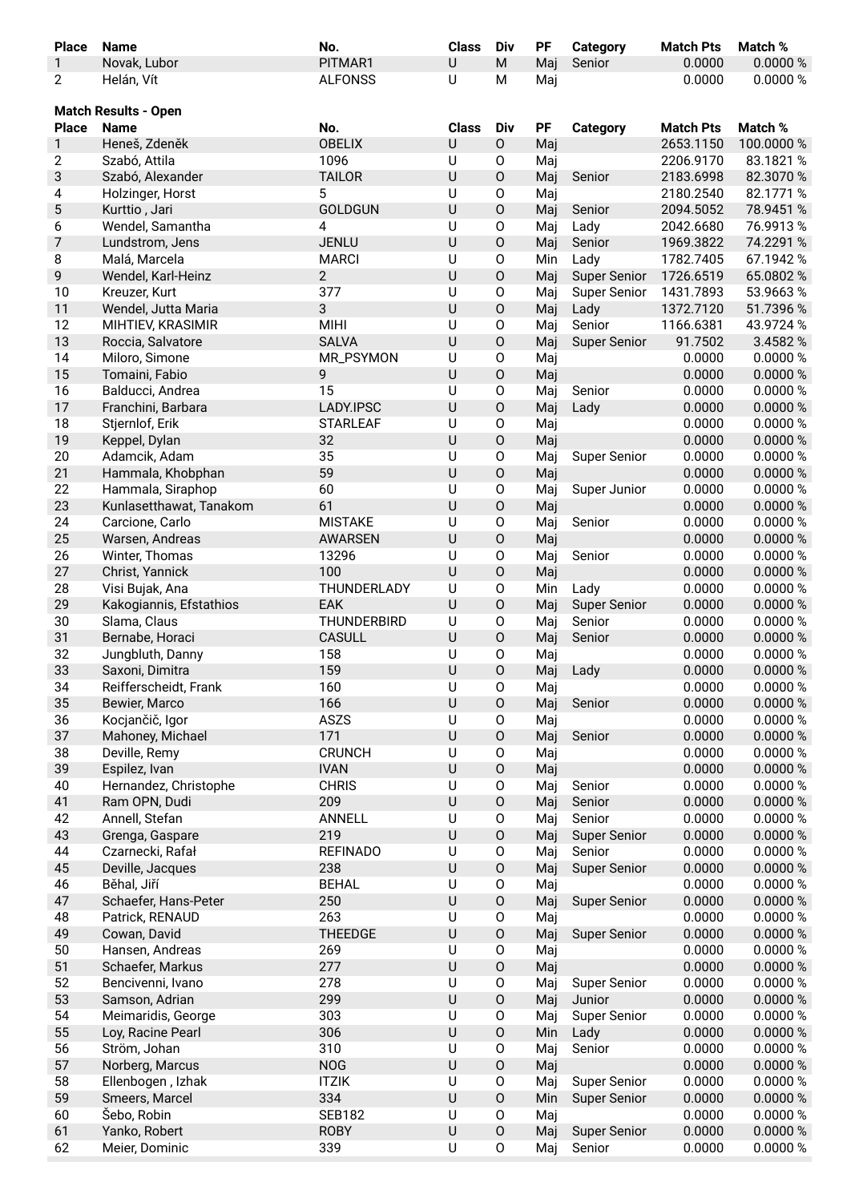| Place | Name | No. | Class | Div | PF | Category | Match Pts | Match % |
|---|---|---|---|---|---|---|---|---|
| 1 | Novak, Lubor | PITMAR1 | U | M | Maj | Senior | 0.0000 | 0.0000 % |
| 2 | Helán, Vít | ALFONSS | U | M | Maj | | 0.0000 | 0.0000 % |

**Match Results - Open**

| Place | Name | No. | Class | Div | PF | Category | Match Pts | Match % |
|---|---|---|---|---|---|---|---|---|
| 1 | Heneš, Zdeněk | OBELIX | U | O | Maj | | 2653.1150 | 100.0000 % |
| 2 | Szabó, Attila | 1096 | U | O | Maj | | 2206.9170 | 83.1821 % |
| 3 | Szabó, Alexander | TAILOR | U | O | Maj | Senior | 2183.6998 | 82.3070 % |
| 4 | Holzinger, Horst | 5 | U | O | Maj | | 2180.2540 | 82.1771 % |
| 5 | Kurttio , Jari | GOLDGUN | U | O | Maj | Senior | 2094.5052 | 78.9451 % |
| 6 | Wendel, Samantha | 4 | U | O | Maj | Lady | 2042.6680 | 76.9913 % |
| 7 | Lundstrom, Jens | JENLU | U | O | Maj | Senior | 1969.3822 | 74.2291 % |
| 8 | Malá, Marcela | MARCI | U | O | Min | Lady | 1782.7405 | 67.1942 % |
| 9 | Wendel, Karl-Heinz | 2 | U | O | Maj | Super Senior | 1726.6519 | 65.0802 % |
| 10 | Kreuzer, Kurt | 377 | U | O | Maj | Super Senior | 1431.7893 | 53.9663 % |
| 11 | Wendel, Jutta Maria | 3 | U | O | Maj | Lady | 1372.7120 | 51.7396 % |
| 12 | MIHTIEV, KRASIMIR | MIHI | U | O | Maj | Senior | 1166.6381 | 43.9724 % |
| 13 | Roccia, Salvatore | SALVA | U | O | Maj | Super Senior | 91.7502 | 3.4582 % |
| 14 | Miloro, Simone | MR_PSYMON | U | O | Maj | | 0.0000 | 0.0000 % |
| 15 | Tomaini, Fabio | 9 | U | O | Maj | | 0.0000 | 0.0000 % |
| 16 | Balducci, Andrea | 15 | U | O | Maj | Senior | 0.0000 | 0.0000 % |
| 17 | Franchini, Barbara | LADY.IPSC | U | O | Maj | Lady | 0.0000 | 0.0000 % |
| 18 | Stjernlof, Erik | STARLEAF | U | O | Maj | | 0.0000 | 0.0000 % |
| 19 | Keppel, Dylan | 32 | U | O | Maj | | 0.0000 | 0.0000 % |
| 20 | Adamcik, Adam | 35 | U | O | Maj | Super Senior | 0.0000 | 0.0000 % |
| 21 | Hammala, Khobphan | 59 | U | O | Maj | | 0.0000 | 0.0000 % |
| 22 | Hammala, Siraphop | 60 | U | O | Maj | Super Junior | 0.0000 | 0.0000 % |
| 23 | Kunlasetthawat, Tanakom | 61 | U | O | Maj | | 0.0000 | 0.0000 % |
| 24 | Carcione, Carlo | MISTAKE | U | O | Maj | Senior | 0.0000 | 0.0000 % |
| 25 | Warsen, Andreas | AWARSEN | U | O | Maj | | 0.0000 | 0.0000 % |
| 26 | Winter, Thomas | 13296 | U | O | Maj | Senior | 0.0000 | 0.0000 % |
| 27 | Christ, Yannick | 100 | U | O | Maj | | 0.0000 | 0.0000 % |
| 28 | Visi Bujak, Ana | THUNDERLADY | U | O | Min | Lady | 0.0000 | 0.0000 % |
| 29 | Kakogiannis, Efstathios | EAK | U | O | Maj | Super Senior | 0.0000 | 0.0000 % |
| 30 | Slama, Claus | THUNDERBIRD | U | O | Maj | Senior | 0.0000 | 0.0000 % |
| 31 | Bernabe, Horaci | CASULL | U | O | Maj | Senior | 0.0000 | 0.0000 % |
| 32 | Jungbluth, Danny | 158 | U | O | Maj | | 0.0000 | 0.0000 % |
| 33 | Saxoni, Dimitra | 159 | U | O | Maj | Lady | 0.0000 | 0.0000 % |
| 34 | Reifferscheidt, Frank | 160 | U | O | Maj | | 0.0000 | 0.0000 % |
| 35 | Bewier, Marco | 166 | U | O | Maj | Senior | 0.0000 | 0.0000 % |
| 36 | Kocjančič, Igor | ASZS | U | O | Maj | | 0.0000 | 0.0000 % |
| 37 | Mahoney, Michael | 171 | U | O | Maj | Senior | 0.0000 | 0.0000 % |
| 38 | Deville, Remy | CRUNCH | U | O | Maj | | 0.0000 | 0.0000 % |
| 39 | Espilez, Ivan | IVAN | U | O | Maj | | 0.0000 | 0.0000 % |
| 40 | Hernandez, Christophe | CHRIS | U | O | Maj | Senior | 0.0000 | 0.0000 % |
| 41 | Ram OPN, Dudi | 209 | U | O | Maj | Senior | 0.0000 | 0.0000 % |
| 42 | Annell, Stefan | ANNELL | U | O | Maj | Senior | 0.0000 | 0.0000 % |
| 43 | Grenga, Gaspare | 219 | U | O | Maj | Super Senior | 0.0000 | 0.0000 % |
| 44 | Czarnecki, Rafał | REFINADO | U | O | Maj | Senior | 0.0000 | 0.0000 % |
| 45 | Deville, Jacques | 238 | U | O | Maj | Super Senior | 0.0000 | 0.0000 % |
| 46 | Běhal, Jiří | BEHAL | U | O | Maj | | 0.0000 | 0.0000 % |
| 47 | Schaefer, Hans-Peter | 250 | U | O | Maj | Super Senior | 0.0000 | 0.0000 % |
| 48 | Patrick, RENAUD | 263 | U | O | Maj | | 0.0000 | 0.0000 % |
| 49 | Cowan, David | THEEDGE | U | O | Maj | Super Senior | 0.0000 | 0.0000 % |
| 50 | Hansen, Andreas | 269 | U | O | Maj | | 0.0000 | 0.0000 % |
| 51 | Schaefer, Markus | 277 | U | O | Maj | | 0.0000 | 0.0000 % |
| 52 | Bencivenni, Ivano | 278 | U | O | Maj | Super Senior | 0.0000 | 0.0000 % |
| 53 | Samson, Adrian | 299 | U | O | Maj | Junior | 0.0000 | 0.0000 % |
| 54 | Meimaridis, George | 303 | U | O | Maj | Super Senior | 0.0000 | 0.0000 % |
| 55 | Loy, Racine Pearl | 306 | U | O | Min | Lady | 0.0000 | 0.0000 % |
| 56 | Ström, Johan | 310 | U | O | Maj | Senior | 0.0000 | 0.0000 % |
| 57 | Norberg, Marcus | NOG | U | O | Maj | | 0.0000 | 0.0000 % |
| 58 | Ellenbogen , Izhak | ITZIK | U | O | Maj | Super Senior | 0.0000 | 0.0000 % |
| 59 | Smeers, Marcel | 334 | U | O | Min | Super Senior | 0.0000 | 0.0000 % |
| 60 | Šebo, Robin | SEB182 | U | O | Maj | | 0.0000 | 0.0000 % |
| 61 | Yanko, Robert | ROBY | U | O | Maj | Super Senior | 0.0000 | 0.0000 % |
| 62 | Meier, Dominic | 339 | U | O | Maj | Senior | 0.0000 | 0.0000 % |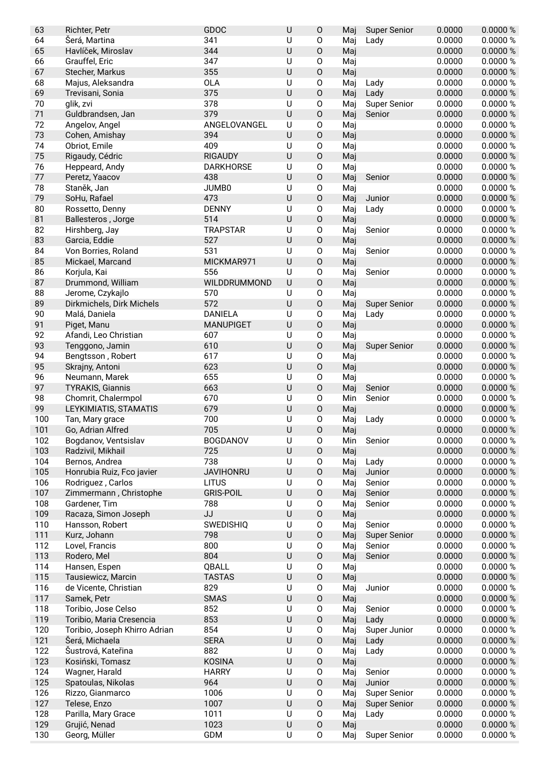| | | | | | | | | |
|---|---|---|---|---|---|---|---|---|
| 63 | Richter, Petr | GDOC | U | O | Maj | Super Senior | 0.0000 | 0.0000 % |
| 64 | Šerá, Martina | 341 | U | O | Maj | Lady | 0.0000 | 0.0000 % |
| 65 | Havlíček, Miroslav | 344 | U | O | Maj | | 0.0000 | 0.0000 % |
| 66 | Grauffel, Eric | 347 | U | O | Maj | | 0.0000 | 0.0000 % |
| 67 | Stecher, Markus | 355 | U | O | Maj | | 0.0000 | 0.0000 % |
| 68 | Majus, Aleksandra | OLA | U | O | Maj | Lady | 0.0000 | 0.0000 % |
| 69 | Trevisani, Sonia | 375 | U | O | Maj | Lady | 0.0000 | 0.0000 % |
| 70 | glik, zvi | 378 | U | O | Maj | Super Senior | 0.0000 | 0.0000 % |
| 71 | Guldbrandsen, Jan | 379 | U | O | Maj | Senior | 0.0000 | 0.0000 % |
| 72 | Angelov, Angel | ANGELOVANGEL | U | O | Maj | | 0.0000 | 0.0000 % |
| 73 | Cohen, Amishay | 394 | U | O | Maj | | 0.0000 | 0.0000 % |
| 74 | Obriot, Emile | 409 | U | O | Maj | | 0.0000 | 0.0000 % |
| 75 | Rigaudy, Cédric | RIGAUDY | U | O | Maj | | 0.0000 | 0.0000 % |
| 76 | Heppeard, Andy | DARKHORSE | U | O | Maj | | 0.0000 | 0.0000 % |
| 77 | Peretz, Yaacov | 438 | U | O | Maj | Senior | 0.0000 | 0.0000 % |
| 78 | Staněk, Jan | JUMB0 | U | O | Maj | | 0.0000 | 0.0000 % |
| 79 | SoHu, Rafael | 473 | U | O | Maj | Junior | 0.0000 | 0.0000 % |
| 80 | Rossetto, Denny | DENNY | U | O | Maj | Lady | 0.0000 | 0.0000 % |
| 81 | Ballesteros , Jorge | 514 | U | O | Maj | | 0.0000 | 0.0000 % |
| 82 | Hirshberg, Jay | TRAPSTAR | U | O | Maj | Senior | 0.0000 | 0.0000 % |
| 83 | Garcia, Eddie | 527 | U | O | Maj | | 0.0000 | 0.0000 % |
| 84 | Von Borries, Roland | 531 | U | O | Maj | Senior | 0.0000 | 0.0000 % |
| 85 | Mickael, Marcand | MICKMAR971 | U | O | Maj | | 0.0000 | 0.0000 % |
| 86 | Korjula, Kai | 556 | U | O | Maj | Senior | 0.0000 | 0.0000 % |
| 87 | Drummond, William | WILDDRUMMOND | U | O | Maj | | 0.0000 | 0.0000 % |
| 88 | Jerome, Czykajlo | 570 | U | O | Maj | | 0.0000 | 0.0000 % |
| 89 | Dirkmichels, Dirk Michels | 572 | U | O | Maj | Super Senior | 0.0000 | 0.0000 % |
| 90 | Malá, Daniela | DANIELA | U | O | Maj | Lady | 0.0000 | 0.0000 % |
| 91 | Piget, Manu | MANUPIGET | U | O | Maj | | 0.0000 | 0.0000 % |
| 92 | Afandi, Leo Christian | 607 | U | O | Maj | | 0.0000 | 0.0000 % |
| 93 | Tenggono, Jamin | 610 | U | O | Maj | Super Senior | 0.0000 | 0.0000 % |
| 94 | Bengtsson , Robert | 617 | U | O | Maj | | 0.0000 | 0.0000 % |
| 95 | Skrajny, Antoni | 623 | U | O | Maj | | 0.0000 | 0.0000 % |
| 96 | Neumann, Marek | 655 | U | O | Maj | | 0.0000 | 0.0000 % |
| 97 | TYRAKIS, Giannis | 663 | U | O | Maj | Senior | 0.0000 | 0.0000 % |
| 98 | Chomrit, Chalermpol | 670 | U | O | Min | Senior | 0.0000 | 0.0000 % |
| 99 | LEYKIMIATIS, STAMATIS | 679 | U | O | Maj | | 0.0000 | 0.0000 % |
| 100 | Tan, Mary grace | 700 | U | O | Maj | Lady | 0.0000 | 0.0000 % |
| 101 | Go, Adrian Alfred | 705 | U | O | Maj | | 0.0000 | 0.0000 % |
| 102 | Bogdanov, Ventsislav | BOGDANOV | U | O | Min | Senior | 0.0000 | 0.0000 % |
| 103 | Radzivil, Mikhail | 725 | U | O | Maj | | 0.0000 | 0.0000 % |
| 104 | Bernos, Andrea | 738 | U | O | Maj | Lady | 0.0000 | 0.0000 % |
| 105 | Honrubia Ruiz, Fco javier | JAVIHONRU | U | O | Maj | Junior | 0.0000 | 0.0000 % |
| 106 | Rodriguez , Carlos | LITUS | U | O | Maj | Senior | 0.0000 | 0.0000 % |
| 107 | Zimmermann , Christophe | GRIS-POIL | U | O | Maj | Senior | 0.0000 | 0.0000 % |
| 108 | Gardener, Tim | 788 | U | O | Maj | Senior | 0.0000 | 0.0000 % |
| 109 | Racaza, Simon Joseph | JJ | U | O | Maj | | 0.0000 | 0.0000 % |
| 110 | Hansson, Robert | SWEDISHIQ | U | O | Maj | Senior | 0.0000 | 0.0000 % |
| 111 | Kurz, Johann | 798 | U | O | Maj | Super Senior | 0.0000 | 0.0000 % |
| 112 | Lovel, Francis | 800 | U | O | Maj | Senior | 0.0000 | 0.0000 % |
| 113 | Rodero, Mel | 804 | U | O | Maj | Senior | 0.0000 | 0.0000 % |
| 114 | Hansen, Espen | QBALL | U | O | Maj | | 0.0000 | 0.0000 % |
| 115 | Tausiewicz, Marcin | TASTAS | U | O | Maj | | 0.0000 | 0.0000 % |
| 116 | de Vicente, Christian | 829 | U | O | Maj | Junior | 0.0000 | 0.0000 % |
| 117 | Samek, Petr | SMAS | U | O | Maj | | 0.0000 | 0.0000 % |
| 118 | Toribio, Jose Celso | 852 | U | O | Maj | Senior | 0.0000 | 0.0000 % |
| 119 | Toribio, Maria Cresencia | 853 | U | O | Maj | Lady | 0.0000 | 0.0000 % |
| 120 | Toribio, Joseph Khirro Adrian | 854 | U | O | Maj | Super Junior | 0.0000 | 0.0000 % |
| 121 | Šerá, Michaela | SERA | U | O | Maj | Lady | 0.0000 | 0.0000 % |
| 122 | Šustrová, Kateřina | 882 | U | O | Maj | Lady | 0.0000 | 0.0000 % |
| 123 | Kosiński, Tomasz | KOSINA | U | O | Maj | | 0.0000 | 0.0000 % |
| 124 | Wagner, Harald | HARRY | U | O | Maj | Senior | 0.0000 | 0.0000 % |
| 125 | Spatoulas, Nikolas | 964 | U | O | Maj | Junior | 0.0000 | 0.0000 % |
| 126 | Rizzo, Gianmarco | 1006 | U | O | Maj | Super Senior | 0.0000 | 0.0000 % |
| 127 | Telese, Enzo | 1007 | U | O | Maj | Super Senior | 0.0000 | 0.0000 % |
| 128 | Parilla, Mary Grace | 1011 | U | O | Maj | Lady | 0.0000 | 0.0000 % |
| 129 | Grujić, Nenad | 1023 | U | O | Maj | | 0.0000 | 0.0000 % |
| 130 | Georg, Müller | GDM | U | O | Maj | Super Senior | 0.0000 | 0.0000 % |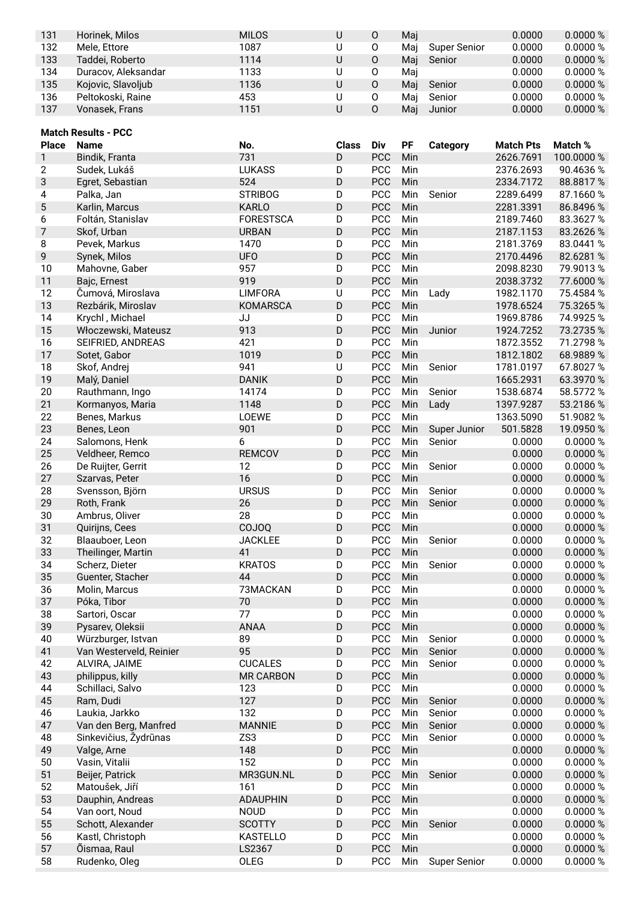| Place | Name | No. | Class | Div | PF | Category | Match Pts | Match % |
|---|---|---|---|---|---|---|---|---|
| 131 | Horinek, Milos | MILOS | U | O | Maj | | 0.0000 | 0.0000 % |
| 132 | Mele, Ettore | 1087 | U | O | Maj | Super Senior | 0.0000 | 0.0000 % |
| 133 | Taddei, Roberto | 1114 | U | O | Maj | Senior | 0.0000 | 0.0000 % |
| 134 | Duracov, Aleksandar | 1133 | U | O | Maj | | 0.0000 | 0.0000 % |
| 135 | Kojovic, Slavoljub | 1136 | U | O | Maj | Senior | 0.0000 | 0.0000 % |
| 136 | Peltokoski, Raine | 453 | U | O | Maj | Senior | 0.0000 | 0.0000 % |
| 137 | Vonasek, Frans | 1151 | U | O | Maj | Junior | 0.0000 | 0.0000 % |

**Match Results - PCC**

| Place | Name | No. | Class | Div | PF | Category | Match Pts | Match % |
|---|---|---|---|---|---|---|---|---|
| 1 | Bindik, Franta | 731 | D | PCC | Min | | 2626.7691 | 100.0000 % |
| 2 | Sudek, Lukáš | LUKASS | D | PCC | Min | | 2376.2693 | 90.4636 % |
| 3 | Egret, Sebastian | 524 | D | PCC | Min | | 2334.7172 | 88.8817 % |
| 4 | Palka, Jan | STRIBOG | D | PCC | Min | Senior | 2289.6499 | 87.1660 % |
| 5 | Karlin, Marcus | KARLO | D | PCC | Min | | 2281.3391 | 86.8496 % |
| 6 | Foltán, Stanislav | FORESTSCA | D | PCC | Min | | 2189.7460 | 83.3627 % |
| 7 | Skof, Urban | URBAN | D | PCC | Min | | 2187.1153 | 83.2626 % |
| 8 | Pevek, Markus | 1470 | D | PCC | Min | | 2181.3769 | 83.0441 % |
| 9 | Synek, Milos | UFO | D | PCC | Min | | 2170.4496 | 82.6281 % |
| 10 | Mahovne, Gaber | 957 | D | PCC | Min | | 2098.8230 | 79.9013 % |
| 11 | Bajc, Ernest | 919 | D | PCC | Min | | 2038.3732 | 77.6000 % |
| 12 | Čumová, Miroslava | LIMFORA | U | PCC | Min | Lady | 1982.1170 | 75.4584 % |
| 13 | Rezbárik, Miroslav | KOMARSCA | D | PCC | Min | | 1978.6524 | 75.3265 % |
| 14 | Krychl , Michael | JJ | D | PCC | Min | | 1969.8786 | 74.9925 % |
| 15 | Włoczewski, Mateusz | 913 | D | PCC | Min | Junior | 1924.7252 | 73.2735 % |
| 16 | SEIFRIED, ANDREAS | 421 | D | PCC | Min | | 1872.3552 | 71.2798 % |
| 17 | Sotet, Gabor | 1019 | D | PCC | Min | | 1812.1802 | 68.9889 % |
| 18 | Skof, Andrej | 941 | U | PCC | Min | Senior | 1781.0197 | 67.8027 % |
| 19 | Malý, Daniel | DANIK | D | PCC | Min | | 1665.2931 | 63.3970 % |
| 20 | Rauthmann, Ingo | 14174 | D | PCC | Min | Senior | 1538.6874 | 58.5772 % |
| 21 | Kormanyos, Maria | 1148 | D | PCC | Min | Lady | 1397.9287 | 53.2186 % |
| 22 | Benes, Markus | LOEWE | D | PCC | Min | | 1363.5090 | 51.9082 % |
| 23 | Benes, Leon | 901 | D | PCC | Min | Super Junior | 501.5828 | 19.0950 % |
| 24 | Salomons, Henk | 6 | D | PCC | Min | Senior | 0.0000 | 0.0000 % |
| 25 | Veldheer, Remco | REMCOV | D | PCC | Min | | 0.0000 | 0.0000 % |
| 26 | De Ruijter, Gerrit | 12 | D | PCC | Min | Senior | 0.0000 | 0.0000 % |
| 27 | Szarvas, Peter | 16 | D | PCC | Min | | 0.0000 | 0.0000 % |
| 28 | Svensson, Björn | URSUS | D | PCC | Min | Senior | 0.0000 | 0.0000 % |
| 29 | Roth, Frank | 26 | D | PCC | Min | Senior | 0.0000 | 0.0000 % |
| 30 | Ambrus, Oliver | 28 | D | PCC | Min | | 0.0000 | 0.0000 % |
| 31 | Quirijns, Cees | COJOQ | D | PCC | Min | | 0.0000 | 0.0000 % |
| 32 | Blaauboer, Leon | JACKLEE | D | PCC | Min | Senior | 0.0000 | 0.0000 % |
| 33 | Theilinger, Martin | 41 | D | PCC | Min | | 0.0000 | 0.0000 % |
| 34 | Scherz, Dieter | KRATOS | D | PCC | Min | Senior | 0.0000 | 0.0000 % |
| 35 | Guenter, Stacher | 44 | D | PCC | Min | | 0.0000 | 0.0000 % |
| 36 | Molin, Marcus | 73MACKAN | D | PCC | Min | | 0.0000 | 0.0000 % |
| 37 | Póka, Tibor | 70 | D | PCC | Min | | 0.0000 | 0.0000 % |
| 38 | Sartori, Oscar | 77 | D | PCC | Min | | 0.0000 | 0.0000 % |
| 39 | Pysarev, Oleksii | ANAA | D | PCC | Min | | 0.0000 | 0.0000 % |
| 40 | Würzburger, Istvan | 89 | D | PCC | Min | Senior | 0.0000 | 0.0000 % |
| 41 | Van Westerveld, Reinier | 95 | D | PCC | Min | Senior | 0.0000 | 0.0000 % |
| 42 | ALVIRA, JAIME | CUCALES | D | PCC | Min | Senior | 0.0000 | 0.0000 % |
| 43 | philippus, killy | MR CARBON | D | PCC | Min | | 0.0000 | 0.0000 % |
| 44 | Schillaci, Salvo | 123 | D | PCC | Min | | 0.0000 | 0.0000 % |
| 45 | Ram, Dudi | 127 | D | PCC | Min | Senior | 0.0000 | 0.0000 % |
| 46 | Laukia, Jarkko | 132 | D | PCC | Min | Senior | 0.0000 | 0.0000 % |
| 47 | Van den Berg, Manfred | MANNIE | D | PCC | Min | Senior | 0.0000 | 0.0000 % |
| 48 | Sinkevičius, Žydrūnas | ZS3 | D | PCC | Min | Senior | 0.0000 | 0.0000 % |
| 49 | Valge, Arne | 148 | D | PCC | Min | | 0.0000 | 0.0000 % |
| 50 | Vasin, Vitalii | 152 | D | PCC | Min | | 0.0000 | 0.0000 % |
| 51 | Beijer, Patrick | MR3GUN.NL | D | PCC | Min | Senior | 0.0000 | 0.0000 % |
| 52 | Matoušek, Jiří | 161 | D | PCC | Min | | 0.0000 | 0.0000 % |
| 53 | Dauphin, Andreas | ADAUPHIN | D | PCC | Min | | 0.0000 | 0.0000 % |
| 54 | Van oort, Noud | NOUD | D | PCC | Min | | 0.0000 | 0.0000 % |
| 55 | Schott, Alexander | SCOTTY | D | PCC | Min | Senior | 0.0000 | 0.0000 % |
| 56 | Kastl, Christoph | KASTELLO | D | PCC | Min | | 0.0000 | 0.0000 % |
| 57 | Õismaa, Raul | LS2367 | D | PCC | Min | | 0.0000 | 0.0000 % |
| 58 | Rudenko, Oleg | OLEG | D | PCC | Min | Super Senior | 0.0000 | 0.0000 % |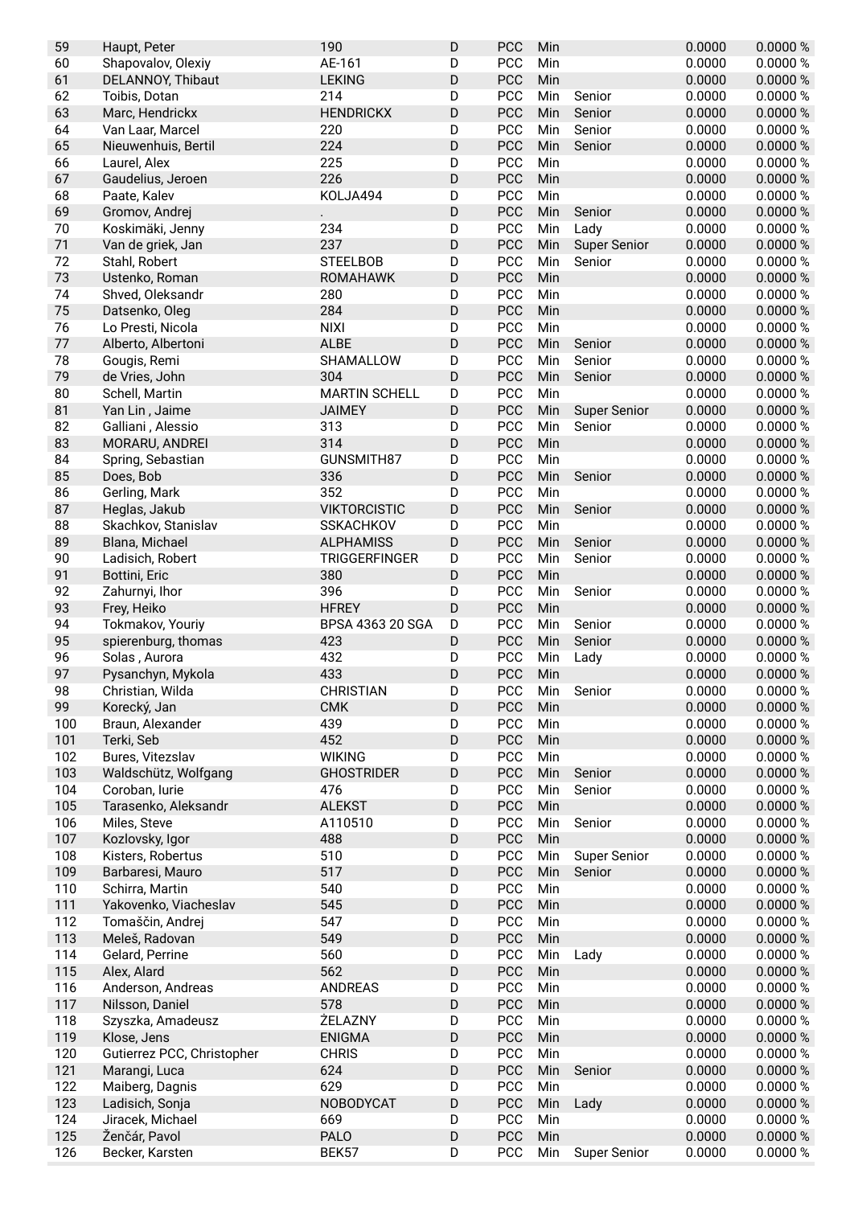| | | | | | | | | |
|---|---|---|---|---|---|---|---|---|
| 59 | Haupt, Peter | 190 | D | PCC | Min | | 0.0000 | 0.0000 % |
| 60 | Shapovalov, Olexiy | AE-161 | D | PCC | Min | | 0.0000 | 0.0000 % |
| 61 | DELANNOY, Thibaut | LEKING | D | PCC | Min | | 0.0000 | 0.0000 % |
| 62 | Toibis, Dotan | 214 | D | PCC | Min | Senior | 0.0000 | 0.0000 % |
| 63 | Marc, Hendrickx | HENDRICKX | D | PCC | Min | Senior | 0.0000 | 0.0000 % |
| 64 | Van Laar, Marcel | 220 | D | PCC | Min | Senior | 0.0000 | 0.0000 % |
| 65 | Nieuwenhuis, Bertil | 224 | D | PCC | Min | Senior | 0.0000 | 0.0000 % |
| 66 | Laurel, Alex | 225 | D | PCC | Min | | 0.0000 | 0.0000 % |
| 67 | Gaudelius, Jeroen | 226 | D | PCC | Min | | 0.0000 | 0.0000 % |
| 68 | Paate, Kalev | KOLJA494 | D | PCC | Min | | 0.0000 | 0.0000 % |
| 69 | Gromov, Andrej | . | D | PCC | Min | Senior | 0.0000 | 0.0000 % |
| 70 | Koskimäki, Jenny | 234 | D | PCC | Min | Lady | 0.0000 | 0.0000 % |
| 71 | Van de griek, Jan | 237 | D | PCC | Min | Super Senior | 0.0000 | 0.0000 % |
| 72 | Stahl, Robert | STEELBOB | D | PCC | Min | Senior | 0.0000 | 0.0000 % |
| 73 | Ustenko, Roman | ROMAHAWK | D | PCC | Min | | 0.0000 | 0.0000 % |
| 74 | Shved, Oleksandr | 280 | D | PCC | Min | | 0.0000 | 0.0000 % |
| 75 | Datsenko, Oleg | 284 | D | PCC | Min | | 0.0000 | 0.0000 % |
| 76 | Lo Presti, Nicola | NIXI | D | PCC | Min | | 0.0000 | 0.0000 % |
| 77 | Alberto, Albertoni | ALBE | D | PCC | Min | Senior | 0.0000 | 0.0000 % |
| 78 | Gougis, Remi | SHAMALLOW | D | PCC | Min | Senior | 0.0000 | 0.0000 % |
| 79 | de Vries, John | 304 | D | PCC | Min | Senior | 0.0000 | 0.0000 % |
| 80 | Schell, Martin | MARTIN SCHELL | D | PCC | Min | | 0.0000 | 0.0000 % |
| 81 | Yan Lin , Jaime | JAIMEY | D | PCC | Min | Super Senior | 0.0000 | 0.0000 % |
| 82 | Galliani , Alessio | 313 | D | PCC | Min | Senior | 0.0000 | 0.0000 % |
| 83 | MORARU, ANDREI | 314 | D | PCC | Min | | 0.0000 | 0.0000 % |
| 84 | Spring, Sebastian | GUNSMITH87 | D | PCC | Min | | 0.0000 | 0.0000 % |
| 85 | Does, Bob | 336 | D | PCC | Min | Senior | 0.0000 | 0.0000 % |
| 86 | Gerling, Mark | 352 | D | PCC | Min | | 0.0000 | 0.0000 % |
| 87 | Heglas, Jakub | VIKTORCISTIC | D | PCC | Min | Senior | 0.0000 | 0.0000 % |
| 88 | Skachkov, Stanislav | SSKACHKOV | D | PCC | Min | | 0.0000 | 0.0000 % |
| 89 | Blana, Michael | ALPHAMISS | D | PCC | Min | Senior | 0.0000 | 0.0000 % |
| 90 | Ladisich, Robert | TRIGGERFINGER | D | PCC | Min | Senior | 0.0000 | 0.0000 % |
| 91 | Bottini, Eric | 380 | D | PCC | Min | | 0.0000 | 0.0000 % |
| 92 | Zahurnyi, Ihor | 396 | D | PCC | Min | Senior | 0.0000 | 0.0000 % |
| 93 | Frey, Heiko | HFREY | D | PCC | Min | | 0.0000 | 0.0000 % |
| 94 | Tokmakov, Youriy | BPSA 4363 20 SGA | D | PCC | Min | Senior | 0.0000 | 0.0000 % |
| 95 | spierenburg, thomas | 423 | D | PCC | Min | Senior | 0.0000 | 0.0000 % |
| 96 | Solas , Aurora | 432 | D | PCC | Min | Lady | 0.0000 | 0.0000 % |
| 97 | Pysanchyn, Mykola | 433 | D | PCC | Min | | 0.0000 | 0.0000 % |
| 98 | Christian, Wilda | CHRISTIAN | D | PCC | Min | Senior | 0.0000 | 0.0000 % |
| 99 | Korecký, Jan | CMK | D | PCC | Min | | 0.0000 | 0.0000 % |
| 100 | Braun, Alexander | 439 | D | PCC | Min | | 0.0000 | 0.0000 % |
| 101 | Terki, Seb | 452 | D | PCC | Min | | 0.0000 | 0.0000 % |
| 102 | Bures, Vitezslav | WIKING | D | PCC | Min | | 0.0000 | 0.0000 % |
| 103 | Waldschütz, Wolfgang | GHOSTRIDER | D | PCC | Min | Senior | 0.0000 | 0.0000 % |
| 104 | Coroban, Iurie | 476 | D | PCC | Min | Senior | 0.0000 | 0.0000 % |
| 105 | Tarasenko, Aleksandr | ALEKST | D | PCC | Min | | 0.0000 | 0.0000 % |
| 106 | Miles, Steve | A110510 | D | PCC | Min | Senior | 0.0000 | 0.0000 % |
| 107 | Kozlovsky, Igor | 488 | D | PCC | Min | | 0.0000 | 0.0000 % |
| 108 | Kisters, Robertus | 510 | D | PCC | Min | Super Senior | 0.0000 | 0.0000 % |
| 109 | Barbaresi, Mauro | 517 | D | PCC | Min | Senior | 0.0000 | 0.0000 % |
| 110 | Schirra, Martin | 540 | D | PCC | Min | | 0.0000 | 0.0000 % |
| 111 | Yakovenko, Viacheslav | 545 | D | PCC | Min | | 0.0000 | 0.0000 % |
| 112 | Tomaščin, Andrej | 547 | D | PCC | Min | | 0.0000 | 0.0000 % |
| 113 | Meleš, Radovan | 549 | D | PCC | Min | | 0.0000 | 0.0000 % |
| 114 | Gelard, Perrine | 560 | D | PCC | Min | Lady | 0.0000 | 0.0000 % |
| 115 | Alex, Alard | 562 | D | PCC | Min | | 0.0000 | 0.0000 % |
| 116 | Anderson, Andreas | ANDREAS | D | PCC | Min | | 0.0000 | 0.0000 % |
| 117 | Nilsson, Daniel | 578 | D | PCC | Min | | 0.0000 | 0.0000 % |
| 118 | Szyszka, Amadeusz | ŻELAZNY | D | PCC | Min | | 0.0000 | 0.0000 % |
| 119 | Klose, Jens | ENIGMA | D | PCC | Min | | 0.0000 | 0.0000 % |
| 120 | Gutierrez PCC, Christopher | CHRIS | D | PCC | Min | | 0.0000 | 0.0000 % |
| 121 | Marangi, Luca | 624 | D | PCC | Min | Senior | 0.0000 | 0.0000 % |
| 122 | Maiberg, Dagnis | 629 | D | PCC | Min | | 0.0000 | 0.0000 % |
| 123 | Ladisich, Sonja | NOBODYCAT | D | PCC | Min | Lady | 0.0000 | 0.0000 % |
| 124 | Jiracek, Michael | 669 | D | PCC | Min | | 0.0000 | 0.0000 % |
| 125 |Ženčár, Pavol | PALO | D | PCC | Min | | 0.0000 | 0.0000 % |
| 126 | Becker, Karsten | BEK57 | D | PCC | Min | Super Senior | 0.0000 | 0.0000 % |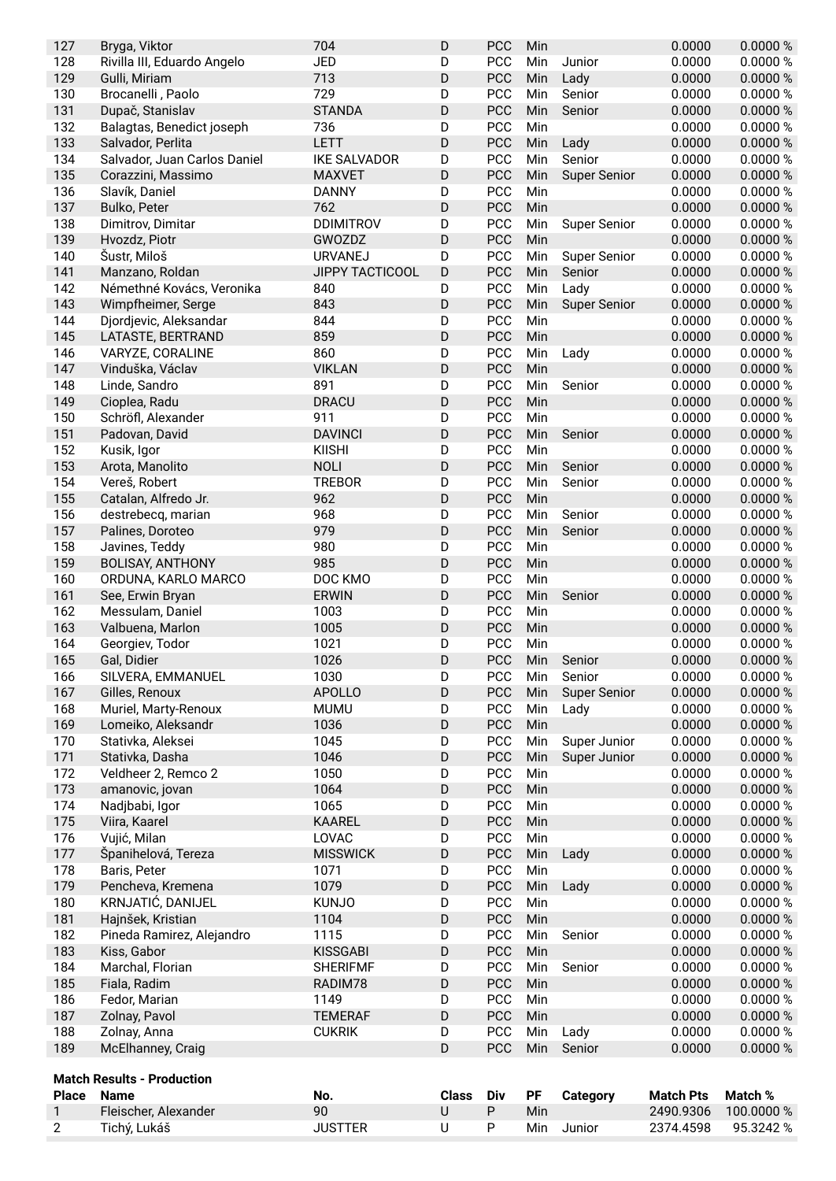| | | | | | | | | |
|---|---|---|---|---|---|---|---|---|
| 127 | Bryga, Viktor | 704 | D | PCC | Min | | 0.0000 | 0.0000 % |
| 128 | Rivilla III, Eduardo Angelo | JED | D | PCC | Min | Junior | 0.0000 | 0.0000 % |
| 129 | Gulli, Miriam | 713 | D | PCC | Min | Lady | 0.0000 | 0.0000 % |
| 130 | Brocanelli , Paolo | 729 | D | PCC | Min | Senior | 0.0000 | 0.0000 % |
| 131 | Dupač, Stanislav | STANDA | D | PCC | Min | Senior | 0.0000 | 0.0000 % |
| 132 | Balagtas, Benedict joseph | 736 | D | PCC | Min | | 0.0000 | 0.0000 % |
| 133 | Salvador, Perlita | LETT | D | PCC | Min | Lady | 0.0000 | 0.0000 % |
| 134 | Salvador, Juan Carlos Daniel | IKE SALVADOR | D | PCC | Min | Senior | 0.0000 | 0.0000 % |
| 135 | Corazzini, Massimo | MAXVET | D | PCC | Min | Super Senior | 0.0000 | 0.0000 % |
| 136 | Slavík, Daniel | DANNY | D | PCC | Min | | 0.0000 | 0.0000 % |
| 137 | Bulko, Peter | 762 | D | PCC | Min | | 0.0000 | 0.0000 % |
| 138 | Dimitrov, Dimitar | DDIMITROV | D | PCC | Min | Super Senior | 0.0000 | 0.0000 % |
| 139 | Hvozdz, Piotr | GWOZDZ | D | PCC | Min | | 0.0000 | 0.0000 % |
| 140 | Šustr, Miloš | URVANEJ | D | PCC | Min | Super Senior | 0.0000 | 0.0000 % |
| 141 | Manzano, Roldan | JIPPY TACTICOOL | D | PCC | Min | Senior | 0.0000 | 0.0000 % |
| 142 | Némethné Kovács, Veronika | 840 | D | PCC | Min | Lady | 0.0000 | 0.0000 % |
| 143 | Wimpfheimer, Serge | 843 | D | PCC | Min | Super Senior | 0.0000 | 0.0000 % |
| 144 | Djordjevic, Aleksandar | 844 | D | PCC | Min | | 0.0000 | 0.0000 % |
| 145 | LATASTE, BERTRAND | 859 | D | PCC | Min | | 0.0000 | 0.0000 % |
| 146 | VARYZE, CORALINE | 860 | D | PCC | Min | Lady | 0.0000 | 0.0000 % |
| 147 | Vinduška, Václav | VIKLAN | D | PCC | Min | | 0.0000 | 0.0000 % |
| 148 | Linde, Sandro | 891 | D | PCC | Min | Senior | 0.0000 | 0.0000 % |
| 149 | Cioplea, Radu | DRACU | D | PCC | Min | | 0.0000 | 0.0000 % |
| 150 | Schröfl, Alexander | 911 | D | PCC | Min | | 0.0000 | 0.0000 % |
| 151 | Padovan, David | DAVINCI | D | PCC | Min | Senior | 0.0000 | 0.0000 % |
| 152 | Kusik, Igor | KIISHI | D | PCC | Min | | 0.0000 | 0.0000 % |
| 153 | Arota, Manolito | NOLI | D | PCC | Min | Senior | 0.0000 | 0.0000 % |
| 154 | Vereš, Robert | TREBOR | D | PCC | Min | Senior | 0.0000 | 0.0000 % |
| 155 | Catalan, Alfredo Jr. | 962 | D | PCC | Min | | 0.0000 | 0.0000 % |
| 156 | destrebecq, marian | 968 | D | PCC | Min | Senior | 0.0000 | 0.0000 % |
| 157 | Palines, Doroteo | 979 | D | PCC | Min | Senior | 0.0000 | 0.0000 % |
| 158 | Javines, Teddy | 980 | D | PCC | Min | | 0.0000 | 0.0000 % |
| 159 | BOLISAY, ANTHONY | 985 | D | PCC | Min | | 0.0000 | 0.0000 % |
| 160 | ORDUNA, KARLO MARCO | DOC KMO | D | PCC | Min | | 0.0000 | 0.0000 % |
| 161 | See, Erwin Bryan | ERWIN | D | PCC | Min | Senior | 0.0000 | 0.0000 % |
| 162 | Messulam, Daniel | 1003 | D | PCC | Min | | 0.0000 | 0.0000 % |
| 163 | Valbuena, Marlon | 1005 | D | PCC | Min | | 0.0000 | 0.0000 % |
| 164 | Georgiev, Todor | 1021 | D | PCC | Min | | 0.0000 | 0.0000 % |
| 165 | Gal, Didier | 1026 | D | PCC | Min | Senior | 0.0000 | 0.0000 % |
| 166 | SILVERA, EMMANUEL | 1030 | D | PCC | Min | Senior | 0.0000 | 0.0000 % |
| 167 | Gilles, Renoux | APOLLO | D | PCC | Min | Super Senior | 0.0000 | 0.0000 % |
| 168 | Muriel, Marty-Renoux | MUMU | D | PCC | Min | Lady | 0.0000 | 0.0000 % |
| 169 | Lomeiko, Aleksandr | 1036 | D | PCC | Min | | 0.0000 | 0.0000 % |
| 170 | Stativka, Aleksei | 1045 | D | PCC | Min | Super Junior | 0.0000 | 0.0000 % |
| 171 | Stativka, Dasha | 1046 | D | PCC | Min | Super Junior | 0.0000 | 0.0000 % |
| 172 | Veldheer 2, Remco 2 | 1050 | D | PCC | Min | | 0.0000 | 0.0000 % |
| 173 | amanovic, jovan | 1064 | D | PCC | Min | | 0.0000 | 0.0000 % |
| 174 | Nadjbabi, Igor | 1065 | D | PCC | Min | | 0.0000 | 0.0000 % |
| 175 | Viira, Kaarel | KAAREL | D | PCC | Min | | 0.0000 | 0.0000 % |
| 176 | Vujić, Milan | LOVAC | D | PCC | Min | | 0.0000 | 0.0000 % |
| 177 | Španihelová, Tereza | MISSWICK | D | PCC | Min | Lady | 0.0000 | 0.0000 % |
| 178 | Baris, Peter | 1071 | D | PCC | Min | | 0.0000 | 0.0000 % |
| 179 | Pencheva, Kremena | 1079 | D | PCC | Min | Lady | 0.0000 | 0.0000 % |
| 180 | KRNJATIĆ, DANIJEL | KUNJO | D | PCC | Min | | 0.0000 | 0.0000 % |
| 181 | Hajnšek, Kristian | 1104 | D | PCC | Min | | 0.0000 | 0.0000 % |
| 182 | Pineda Ramirez, Alejandro | 1115 | D | PCC | Min | Senior | 0.0000 | 0.0000 % |
| 183 | Kiss, Gabor | KISSGABI | D | PCC | Min | | 0.0000 | 0.0000 % |
| 184 | Marchal, Florian | SHERIFMF | D | PCC | Min | Senior | 0.0000 | 0.0000 % |
| 185 | Fiala, Radim | RADIM78 | D | PCC | Min | | 0.0000 | 0.0000 % |
| 186 | Fedor, Marian | 1149 | D | PCC | Min | | 0.0000 | 0.0000 % |
| 187 | Zolnay, Pavol | TEMERAF | D | PCC | Min | | 0.0000 | 0.0000 % |
| 188 | Zolnay, Anna | CUKRIK | D | PCC | Min | Lady | 0.0000 | 0.0000 % |
| 189 | McElhanney, Craig | | D | PCC | Min | Senior | 0.0000 | 0.0000 % |

**Match Results - Production**

| Place | Name | No. | Class | Div | PF | Category | Match Pts | Match % |
|---|---|---|---|---|---|---|---|---|
| 1 | Fleischer, Alexander | 90 | U | P | Min | | 2490.9306 | 100.0000 % |
| 2 | Tichý, Lukáš | JUSTTER | U | P | Min | Junior | 2374.4598 | 95.3242 % |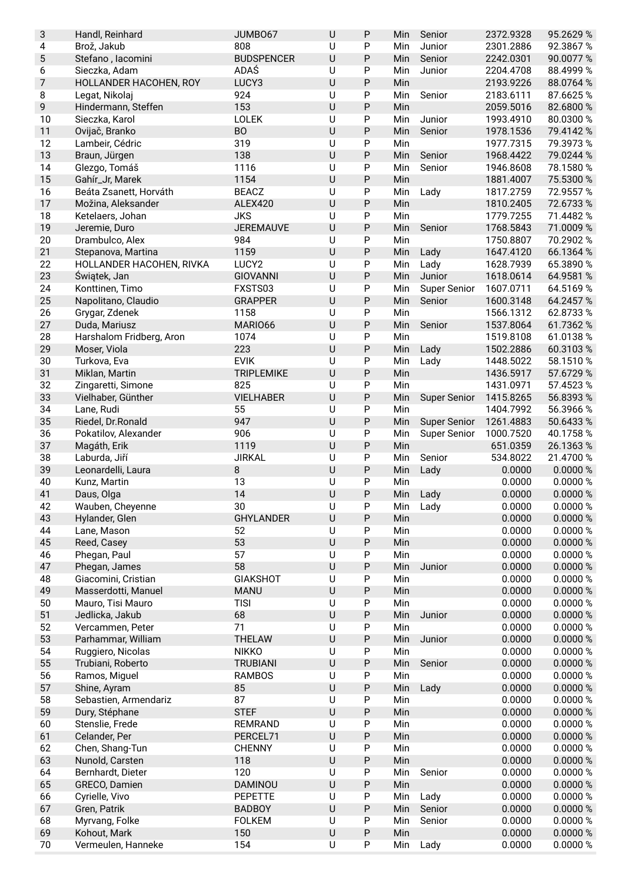| | | | | | | | | |
|---|---|---|---|---|---|---|---|---|
| 3 | Handl, Reinhard | JUMBO67 | U | P | Min | Senior | 2372.9328 | 95.2629 % |
| 4 | Brož, Jakub | 808 | U | P | Min | Junior | 2301.2886 | 92.3867 % |
| 5 | Stefano , Iacomini | BUDSPENCER | U | P | Min | Senior | 2242.0301 | 90.0077 % |
| 6 | Sieczka, Adam | ADAŚ | U | P | Min | Junior | 2204.4708 | 88.4999 % |
| 7 | HOLLANDER HACOHEN, ROY | LUCY3 | U | P | Min | | 2193.9226 | 88.0764 % |
| 8 | Legat, Nikolaj | 924 | U | P | Min | Senior | 2183.6111 | 87.6625 % |
| 9 | Hindermann, Steffen | 153 | U | P | Min | | 2059.5016 | 82.6800 % |
| 10 | Sieczka, Karol | LOLEK | U | P | Min | Junior | 1993.4910 | 80.0300 % |
| 11 | Ovijač, Branko | BO | U | P | Min | Senior | 1978.1536 | 79.4142 % |
| 12 | Lambeir, Cédric | 319 | U | P | Min | | 1977.7315 | 79.3973 % |
| 13 | Braun, Jürgen | 138 | U | P | Min | Senior | 1968.4422 | 79.0244 % |
| 14 | Glezgo, Tomáš | 1116 | U | P | Min | Senior | 1946.8608 | 78.1580 % |
| 15 | Gahír_Jr, Marek | 1154 | U | P | Min | | 1881.4007 | 75.5300 % |
| 16 | Beáta Zsanett, Horváth | BEACZ | U | P | Min | Lady | 1817.2759 | 72.9557 % |
| 17 | Možina, Aleksander | ALEX420 | U | P | Min | | 1810.2405 | 72.6733 % |
| 18 | Ketelaers, Johan | JKS | U | P | Min | | 1779.7255 | 71.4482 % |
| 19 | Jeremie, Duro | JEREMAUVE | U | P | Min | Senior | 1768.5843 | 71.0009 % |
| 20 | Drambulco, Alex | 984 | U | P | Min | | 1750.8807 | 70.2902 % |
| 21 | Stepanova, Martina | 1159 | U | P | Min | Lady | 1647.4120 | 66.1364 % |
| 22 | HOLLANDER HACOHEN, RIVKA | LUCY2 | U | P | Min | Lady | 1628.7939 | 65.3890 % |
| 23 | Świątek, Jan | GIOVANNI | U | P | Min | Junior | 1618.0614 | 64.9581 % |
| 24 | Konttinen, Timo | FXSTS03 | U | P | Min | Super Senior | 1607.0711 | 64.5169 % |
| 25 | Napolitano, Claudio | GRAPPER | U | P | Min | Senior | 1600.3148 | 64.2457 % |
| 26 | Grygar, Zdenek | 1158 | U | P | Min | | 1566.1312 | 62.8733 % |
| 27 | Duda, Mariusz | MARIO66 | U | P | Min | Senior | 1537.8064 | 61.7362 % |
| 28 | Harshalom Fridberg, Aron | 1074 | U | P | Min | | 1519.8108 | 61.0138 % |
| 29 | Moser, Viola | 223 | U | P | Min | Lady | 1502.2886 | 60.3103 % |
| 30 | Turkova, Eva | EVIK | U | P | Min | Lady | 1448.5022 | 58.1510 % |
| 31 | Miklan, Martin | TRIPLEMIKE | U | P | Min | | 1436.5917 | 57.6729 % |
| 32 | Zingaretti, Simone | 825 | U | P | Min | | 1431.0971 | 57.4523 % |
| 33 | Vielhaber, Günther | VIELHABER | U | P | Min | Super Senior | 1415.8265 | 56.8393 % |
| 34 | Lane, Rudi | 55 | U | P | Min | | 1404.7992 | 56.3966 % |
| 35 | Riedel, Dr.Ronald | 947 | U | P | Min | Super Senior | 1261.4883 | 50.6433 % |
| 36 | Pokatilov, Alexander | 906 | U | P | Min | Super Senior | 1000.7520 | 40.1758 % |
| 37 | Magáth, Erik | 1119 | U | P | Min | | 651.0359 | 26.1363 % |
| 38 | Laburda, Jiří | JIRKAL | U | P | Min | Senior | 534.8022 | 21.4700 % |
| 39 | Leonardelli, Laura | 8 | U | P | Min | Lady | 0.0000 | 0.0000 % |
| 40 | Kunz, Martin | 13 | U | P | Min | | 0.0000 | 0.0000 % |
| 41 | Daus, Olga | 14 | U | P | Min | Lady | 0.0000 | 0.0000 % |
| 42 | Wauben, Cheyenne | 30 | U | P | Min | Lady | 0.0000 | 0.0000 % |
| 43 | Hylander, Glen | GHYLANDER | U | P | Min | | 0.0000 | 0.0000 % |
| 44 | Lane, Mason | 52 | U | P | Min | | 0.0000 | 0.0000 % |
| 45 | Reed, Casey | 53 | U | P | Min | | 0.0000 | 0.0000 % |
| 46 | Phegan, Paul | 57 | U | P | Min | | 0.0000 | 0.0000 % |
| 47 | Phegan, James | 58 | U | P | Min | Junior | 0.0000 | 0.0000 % |
| 48 | Giacomini, Cristian | GIAKSHOT | U | P | Min | | 0.0000 | 0.0000 % |
| 49 | Masserdotti, Manuel | MANU | U | P | Min | | 0.0000 | 0.0000 % |
| 50 | Mauro, Tisi Mauro | TISI | U | P | Min | | 0.0000 | 0.0000 % |
| 51 | Jedlicka, Jakub | 68 | U | P | Min | Junior | 0.0000 | 0.0000 % |
| 52 | Vercammen, Peter | 71 | U | P | Min | | 0.0000 | 0.0000 % |
| 53 | Parhammar, William | THELAW | U | P | Min | Junior | 0.0000 | 0.0000 % |
| 54 | Ruggiero, Nicolas | NIKKO | U | P | Min | | 0.0000 | 0.0000 % |
| 55 | Trubiani, Roberto | TRUBIANI | U | P | Min | Senior | 0.0000 | 0.0000 % |
| 56 | Ramos, Miguel | RAMBOS | U | P | Min | | 0.0000 | 0.0000 % |
| 57 | Shine, Ayram | 85 | U | P | Min | Lady | 0.0000 | 0.0000 % |
| 58 | Sebastien, Armendariz | 87 | U | P | Min | | 0.0000 | 0.0000 % |
| 59 | Dury, Stéphane | STEF | U | P | Min | | 0.0000 | 0.0000 % |
| 60 | Stenslie, Frede | REMRAND | U | P | Min | | 0.0000 | 0.0000 % |
| 61 | Celander, Per | PERCEL71 | U | P | Min | | 0.0000 | 0.0000 % |
| 62 | Chen, Shang-Tun | CHENNY | U | P | Min | | 0.0000 | 0.0000 % |
| 63 | Nunold, Carsten | 118 | U | P | Min | | 0.0000 | 0.0000 % |
| 64 | Bernhardt, Dieter | 120 | U | P | Min | Senior | 0.0000 | 0.0000 % |
| 65 | GRECO, Damien | DAMINOU | U | P | Min | | 0.0000 | 0.0000 % |
| 66 | Cyrielle, Vivo | PEPETTE | U | P | Min | Lady | 0.0000 | 0.0000 % |
| 67 | Gren, Patrik | BADBOY | U | P | Min | Senior | 0.0000 | 0.0000 % |
| 68 | Myrvang, Folke | FOLKEM | U | P | Min | Senior | 0.0000 | 0.0000 % |
| 69 | Kohout, Mark | 150 | U | P | Min | | 0.0000 | 0.0000 % |
| 70 | Vermeulen, Hanneke | 154 | U | P | Min | Lady | 0.0000 | 0.0000 % |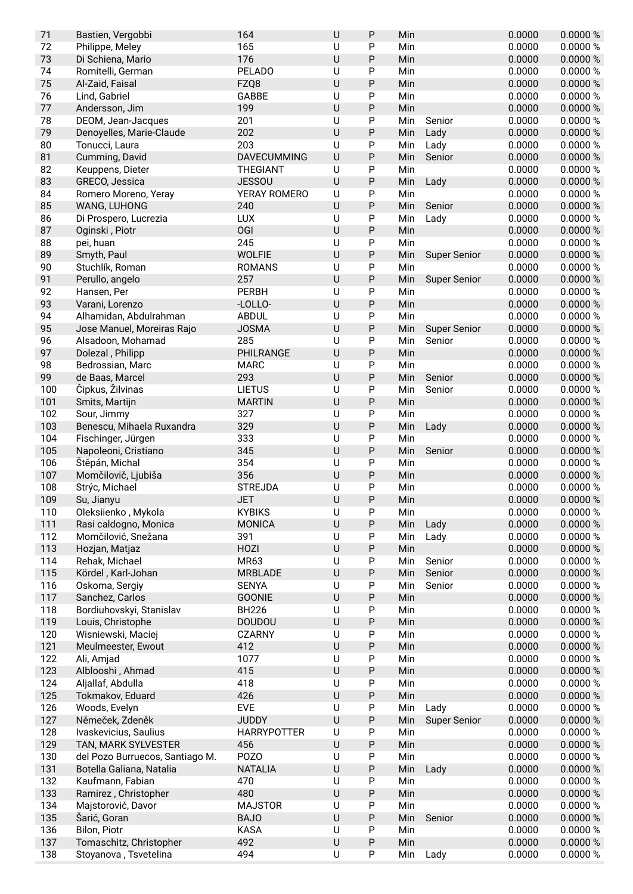| | | | | | | | | |
|---|---|---|---|---|---|---|---|---|
| 71 | Bastien, Vergobbi | 164 | U | P | Min | | 0.0000 | 0.0000 % |
| 72 | Philippe, Meley | 165 | U | P | Min | | 0.0000 | 0.0000 % |
| 73 | Di Schiena, Mario | 176 | U | P | Min | | 0.0000 | 0.0000 % |
| 74 | Romitelli, German | PELADO | U | P | Min | | 0.0000 | 0.0000 % |
| 75 | Al-Zaid, Faisal | FZQ8 | U | P | Min | | 0.0000 | 0.0000 % |
| 76 | Lind, Gabriel | GABBE | U | P | Min | | 0.0000 | 0.0000 % |
| 77 | Andersson, Jim | 199 | U | P | Min | | 0.0000 | 0.0000 % |
| 78 | DEOM, Jean-Jacques | 201 | U | P | Min | Senior | 0.0000 | 0.0000 % |
| 79 | Denoyelles, Marie-Claude | 202 | U | P | Min | Lady | 0.0000 | 0.0000 % |
| 80 | Tonucci, Laura | 203 | U | P | Min | Lady | 0.0000 | 0.0000 % |
| 81 | Cumming, David | DAVECUMMING | U | P | Min | Senior | 0.0000 | 0.0000 % |
| 82 | Keuppens, Dieter | THEGIANT | U | P | Min | | 0.0000 | 0.0000 % |
| 83 | GRECO, Jessica | JESSOU | U | P | Min | Lady | 0.0000 | 0.0000 % |
| 84 | Romero Moreno, Yeray | YERAY ROMERO | U | P | Min | | 0.0000 | 0.0000 % |
| 85 | WANG, LUHONG | 240 | U | P | Min | Senior | 0.0000 | 0.0000 % |
| 86 | Di Prospero, Lucrezia | LUX | U | P | Min | Lady | 0.0000 | 0.0000 % |
| 87 | Oginski , Piotr | OGI | U | P | Min | | 0.0000 | 0.0000 % |
| 88 | pei, huan | 245 | U | P | Min | | 0.0000 | 0.0000 % |
| 89 | Smyth, Paul | WOLFIE | U | P | Min | Super Senior | 0.0000 | 0.0000 % |
| 90 | Stuchlík, Roman | ROMANS | U | P | Min | | 0.0000 | 0.0000 % |
| 91 | Perullo, angelo | 257 | U | P | Min | Super Senior | 0.0000 | 0.0000 % |
| 92 | Hansen, Per | PERBH | U | P | Min | | 0.0000 | 0.0000 % |
| 93 | Varani, Lorenzo | -LOLLO- | U | P | Min | | 0.0000 | 0.0000 % |
| 94 | Alhamidan, Abdulrahman | ABDUL | U | P | Min | | 0.0000 | 0.0000 % |
| 95 | Jose Manuel, Moreiras Rajo | JOSMA | U | P | Min | Super Senior | 0.0000 | 0.0000 % |
| 96 | Alsadoon, Mohamad | 285 | U | P | Min | Senior | 0.0000 | 0.0000 % |
| 97 | Dolezal , Philipp | PHILRANGE | U | P | Min | | 0.0000 | 0.0000 % |
| 98 | Bedrossian, Marc | MARC | U | P | Min | | 0.0000 | 0.0000 % |
| 99 | de Baas, Marcel | 293 | U | P | Min | Senior | 0.0000 | 0.0000 % |
| 100 | Čipkus, Žilvinas | LIETUS | U | P | Min | Senior | 0.0000 | 0.0000 % |
| 101 | Smits, Martijn | MARTIN | U | P | Min | | 0.0000 | 0.0000 % |
| 102 | Sour, Jimmy | 327 | U | P | Min | | 0.0000 | 0.0000 % |
| 103 | Benescu, Mihaela Ruxandra | 329 | U | P | Min | Lady | 0.0000 | 0.0000 % |
| 104 | Fischinger, Jürgen | 333 | U | P | Min | | 0.0000 | 0.0000 % |
| 105 | Napoleoni, Cristiano | 345 | U | P | Min | Senior | 0.0000 | 0.0000 % |
| 106 | Štěpán, Michal | 354 | U | P | Min | | 0.0000 | 0.0000 % |
| 107 | Momčilovič, Ljubiša | 356 | U | P | Min | | 0.0000 | 0.0000 % |
| 108 | Strýc, Michael | STREJDA | U | P | Min | | 0.0000 | 0.0000 % |
| 109 | Su, Jianyu | JET | U | P | Min | | 0.0000 | 0.0000 % |
| 110 | Oleksiienko , Mykola | KYBIKS | U | P | Min | | 0.0000 | 0.0000 % |
| 111 | Rasi caldogno, Monica | MONICA | U | P | Min | Lady | 0.0000 | 0.0000 % |
| 112 | Momčilović, Snežana | 391 | U | P | Min | Lady | 0.0000 | 0.0000 % |
| 113 | Hozjan, Matjaz | HOZI | U | P | Min | | 0.0000 | 0.0000 % |
| 114 | Rehak, Michael | MR63 | U | P | Min | Senior | 0.0000 | 0.0000 % |
| 115 | Kördel , Karl-Johan | MRBLADE | U | P | Min | Senior | 0.0000 | 0.0000 % |
| 116 | Oskoma, Sergiy | SENYA | U | P | Min | Senior | 0.0000 | 0.0000 % |
| 117 | Sanchez, Carlos | GOONIE | U | P | Min | | 0.0000 | 0.0000 % |
| 118 | Bordiuhovskyi, Stanislav | BH226 | U | P | Min | | 0.0000 | 0.0000 % |
| 119 | Louis, Christophe | DOUDOU | U | P | Min | | 0.0000 | 0.0000 % |
| 120 | Wisniewski, Maciej | CZARNY | U | P | Min | | 0.0000 | 0.0000 % |
| 121 | Meulmeester, Ewout | 412 | U | P | Min | | 0.0000 | 0.0000 % |
| 122 | Ali, Amjad | 1077 | U | P | Min | | 0.0000 | 0.0000 % |
| 123 | Alblooshi , Ahmad | 415 | U | P | Min | | 0.0000 | 0.0000 % |
| 124 | Aljallaf, Abdulla | 418 | U | P | Min | | 0.0000 | 0.0000 % |
| 125 | Tokmakov, Eduard | 426 | U | P | Min | | 0.0000 | 0.0000 % |
| 126 | Woods, Evelyn | EVE | U | P | Min | Lady | 0.0000 | 0.0000 % |
| 127 | Němeček, Zdeněk | JUDDY | U | P | Min | Super Senior | 0.0000 | 0.0000 % |
| 128 | Ivaskevicius, Saulius | HARRYPOTTER | U | P | Min | | 0.0000 | 0.0000 % |
| 129 | TAN, MARK SYLVESTER | 456 | U | P | Min | | 0.0000 | 0.0000 % |
| 130 | del Pozo Burruecos, Santiago M. | POZO | U | P | Min | | 0.0000 | 0.0000 % |
| 131 | Botella Galiana, Natalia | NATALIA | U | P | Min | Lady | 0.0000 | 0.0000 % |
| 132 | Kaufmann, Fabian | 470 | U | P | Min | | 0.0000 | 0.0000 % |
| 133 | Ramirez , Christopher | 480 | U | P | Min | | 0.0000 | 0.0000 % |
| 134 | Majstorović, Davor | MAJSTOR | U | P | Min | | 0.0000 | 0.0000 % |
| 135 | Šarić, Goran | BAJO | U | P | Min | Senior | 0.0000 | 0.0000 % |
| 136 | Bilon, Piotr | KASA | U | P | Min | | 0.0000 | 0.0000 % |
| 137 | Tomaschitz, Christopher | 492 | U | P | Min | | 0.0000 | 0.0000 % |
| 138 | Stoyanova , Tsvetelina | 494 | U | P | Min | Lady | 0.0000 | 0.0000 % |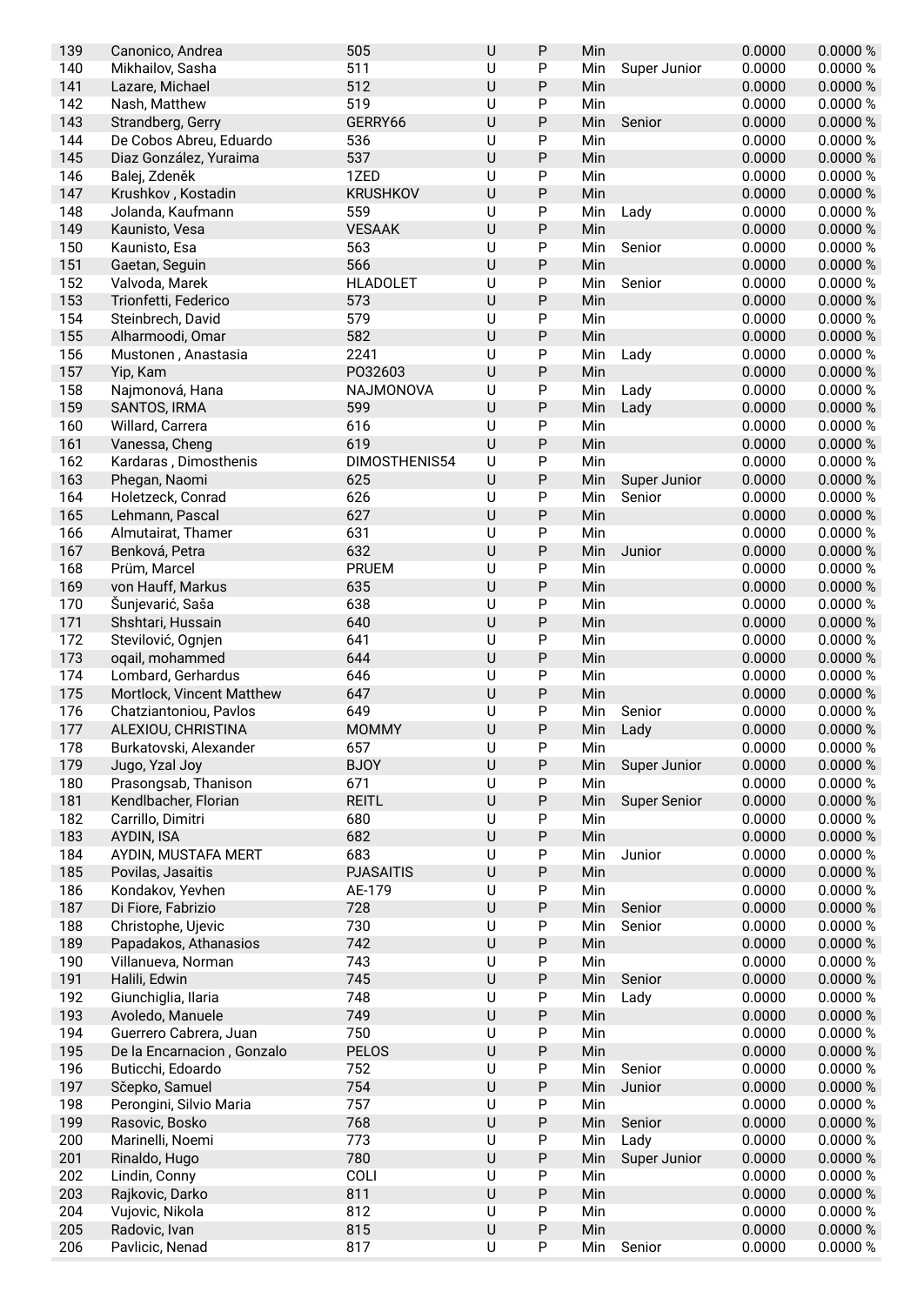| | | | | | | | | |
|---|---|---|---|---|---|---|---|---|
| 139 | Canonico, Andrea | 505 | U | P | Min | | 0.0000 | 0.0000 % |
| 140 | Mikhailov, Sasha | 511 | U | P | Min | Super Junior | 0.0000 | 0.0000 % |
| 141 | Lazare, Michael | 512 | U | P | Min | | 0.0000 | 0.0000 % |
| 142 | Nash, Matthew | 519 | U | P | Min | | 0.0000 | 0.0000 % |
| 143 | Strandberg, Gerry | GERRY66 | U | P | Min | Senior | 0.0000 | 0.0000 % |
| 144 | De Cobos Abreu, Eduardo | 536 | U | P | Min | | 0.0000 | 0.0000 % |
| 145 | Diaz González, Yuraima | 537 | U | P | Min | | 0.0000 | 0.0000 % |
| 146 | Balej, Zdeněk | 1ZED | U | P | Min | | 0.0000 | 0.0000 % |
| 147 | Krushkov , Kostadin | KRUSHKOV | U | P | Min | | 0.0000 | 0.0000 % |
| 148 | Jolanda, Kaufmann | 559 | U | P | Min | Lady | 0.0000 | 0.0000 % |
| 149 | Kaunisto, Vesa | VESAAK | U | P | Min | | 0.0000 | 0.0000 % |
| 150 | Kaunisto, Esa | 563 | U | P | Min | Senior | 0.0000 | 0.0000 % |
| 151 | Gaetan, Seguin | 566 | U | P | Min | | 0.0000 | 0.0000 % |
| 152 | Valvoda, Marek | HLADOLET | U | P | Min | Senior | 0.0000 | 0.0000 % |
| 153 | Trionfetti, Federico | 573 | U | P | Min | | 0.0000 | 0.0000 % |
| 154 | Steinbrech, David | 579 | U | P | Min | | 0.0000 | 0.0000 % |
| 155 | Alharmoodi, Omar | 582 | U | P | Min | | 0.0000 | 0.0000 % |
| 156 | Mustonen , Anastasia | 2241 | U | P | Min | Lady | 0.0000 | 0.0000 % |
| 157 | Yip, Kam | PO32603 | U | P | Min | | 0.0000 | 0.0000 % |
| 158 | Najmonová, Hana | NAJMONOVA | U | P | Min | Lady | 0.0000 | 0.0000 % |
| 159 | SANTOS, IRMA | 599 | U | P | Min | Lady | 0.0000 | 0.0000 % |
| 160 | Willard, Carrera | 616 | U | P | Min | | 0.0000 | 0.0000 % |
| 161 | Vanessa, Cheng | 619 | U | P | Min | | 0.0000 | 0.0000 % |
| 162 | Kardaras , Dimosthenis | DIMOSTHENIS54 | U | P | Min | | 0.0000 | 0.0000 % |
| 163 | Phegan, Naomi | 625 | U | P | Min | Super Junior | 0.0000 | 0.0000 % |
| 164 | Holetzeck, Conrad | 626 | U | P | Min | Senior | 0.0000 | 0.0000 % |
| 165 | Lehmann, Pascal | 627 | U | P | Min | | 0.0000 | 0.0000 % |
| 166 | Almutairat, Thamer | 631 | U | P | Min | | 0.0000 | 0.0000 % |
| 167 | Benková, Petra | 632 | U | P | Min | Junior | 0.0000 | 0.0000 % |
| 168 | Prüm, Marcel | PRUEM | U | P | Min | | 0.0000 | 0.0000 % |
| 169 | von Hauff, Markus | 635 | U | P | Min | | 0.0000 | 0.0000 % |
| 170 | Šunjevarić, Saša | 638 | U | P | Min | | 0.0000 | 0.0000 % |
| 171 | Shshtari, Hussain | 640 | U | P | Min | | 0.0000 | 0.0000 % |
| 172 | Stevilović, Ognjen | 641 | U | P | Min | | 0.0000 | 0.0000 % |
| 173 | oqail, mohammed | 644 | U | P | Min | | 0.0000 | 0.0000 % |
| 174 | Lombard, Gerhardus | 646 | U | P | Min | | 0.0000 | 0.0000 % |
| 175 | Mortlock, Vincent Matthew | 647 | U | P | Min | | 0.0000 | 0.0000 % |
| 176 | Chatziantoniou, Pavlos | 649 | U | P | Min | Senior | 0.0000 | 0.0000 % |
| 177 | ALEXIOU, CHRISTINA | MOMMY | U | P | Min | Lady | 0.0000 | 0.0000 % |
| 178 | Burkatovski, Alexander | 657 | U | P | Min | | 0.0000 | 0.0000 % |
| 179 | Jugo, Yzal Joy | BJOY | U | P | Min | Super Junior | 0.0000 | 0.0000 % |
| 180 | Prasongsab, Thanison | 671 | U | P | Min | | 0.0000 | 0.0000 % |
| 181 | Kendlbacher, Florian | REITL | U | P | Min | Super Senior | 0.0000 | 0.0000 % |
| 182 | Carrillo, Dimitri | 680 | U | P | Min | | 0.0000 | 0.0000 % |
| 183 | AYDIN, ISA | 682 | U | P | Min | | 0.0000 | 0.0000 % |
| 184 | AYDIN, MUSTAFA MERT | 683 | U | P | Min | Junior | 0.0000 | 0.0000 % |
| 185 | Povilas, Jasaitis | PJASAITIS | U | P | Min | | 0.0000 | 0.0000 % |
| 186 | Kondakov, Yevhen | AE-179 | U | P | Min | | 0.0000 | 0.0000 % |
| 187 | Di Fiore, Fabrizio | 728 | U | P | Min | Senior | 0.0000 | 0.0000 % |
| 188 | Christophe, Ujevic | 730 | U | P | Min | Senior | 0.0000 | 0.0000 % |
| 189 | Papadakos, Athanasios | 742 | U | P | Min | | 0.0000 | 0.0000 % |
| 190 | Villanueva, Norman | 743 | U | P | Min | | 0.0000 | 0.0000 % |
| 191 | Halili, Edwin | 745 | U | P | Min | Senior | 0.0000 | 0.0000 % |
| 192 | Giunchiglia, Ilaria | 748 | U | P | Min | Lady | 0.0000 | 0.0000 % |
| 193 | Avoledo, Manuele | 749 | U | P | Min | | 0.0000 | 0.0000 % |
| 194 | Guerrero Cabrera, Juan | 750 | U | P | Min | | 0.0000 | 0.0000 % |
| 195 | De la Encarnacion , Gonzalo | PELOS | U | P | Min | | 0.0000 | 0.0000 % |
| 196 | Buticchi, Edoardo | 752 | U | P | Min | Senior | 0.0000 | 0.0000 % |
| 197 | Sčepko, Samuel | 754 | U | P | Min | Junior | 0.0000 | 0.0000 % |
| 198 | Perongini, Silvio Maria | 757 | U | P | Min | | 0.0000 | 0.0000 % |
| 199 | Rasovic, Bosko | 768 | U | P | Min | Senior | 0.0000 | 0.0000 % |
| 200 | Marinelli, Noemi | 773 | U | P | Min | Lady | 0.0000 | 0.0000 % |
| 201 | Rinaldo, Hugo | 780 | U | P | Min | Super Junior | 0.0000 | 0.0000 % |
| 202 | Lindin, Conny | COLI | U | P | Min | | 0.0000 | 0.0000 % |
| 203 | Rajkovic, Darko | 811 | U | P | Min | | 0.0000 | 0.0000 % |
| 204 | Vujovic, Nikola | 812 | U | P | Min | | 0.0000 | 0.0000 % |
| 205 | Radovic, Ivan | 815 | U | P | Min | | 0.0000 | 0.0000 % |
| 206 | Pavlicic, Nenad | 817 | U | P | Min | Senior | 0.0000 | 0.0000 % |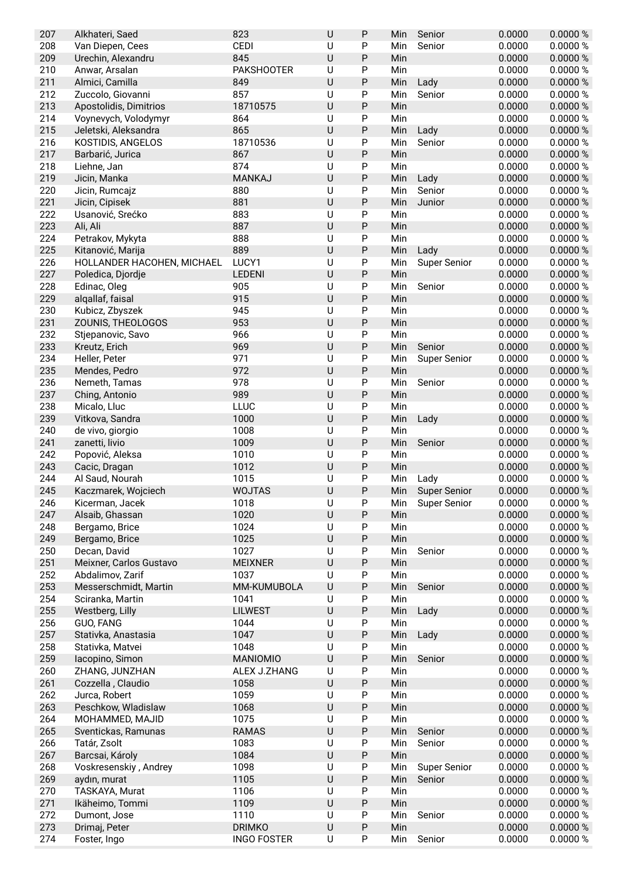| 207 | Alkhateri, Saed | 823 | U | P | Min | Senior | 0.0000 | 0.0000 % |
|---|---|---|---|---|---|---|---|---|
| 208 | Van Diepen, Cees | CEDI | U | P | Min | Senior | 0.0000 | 0.0000 % |
| 209 | Urechin, Alexandru | 845 | U | P | Min | | 0.0000 | 0.0000 % |
| 210 | Anwar, Arsalan | PAKSHOOTER | U | P | Min | | 0.0000 | 0.0000 % |
| 211 | Almici, Camilla | 849 | U | P | Min | Lady | 0.0000 | 0.0000 % |
| 212 | Zuccolo, Giovanni | 857 | U | P | Min | Senior | 0.0000 | 0.0000 % |
| 213 | Apostolidis, Dimitrios | 18710575 | U | P | Min | | 0.0000 | 0.0000 % |
| 214 | Voynevych, Volodymyr | 864 | U | P | Min | | 0.0000 | 0.0000 % |
| 215 | Jeletski, Aleksandra | 865 | U | P | Min | Lady | 0.0000 | 0.0000 % |
| 216 | KOSTIDIS, ANGELOS | 18710536 | U | P | Min | Senior | 0.0000 | 0.0000 % |
| 217 | Barbarić, Jurica | 867 | U | P | Min | | 0.0000 | 0.0000 % |
| 218 | Liehne, Jan | 874 | U | P | Min | | 0.0000 | 0.0000 % |
| 219 | Jicin, Manka | MANKAJ | U | P | Min | Lady | 0.0000 | 0.0000 % |
| 220 | Jicin, Rumcajz | 880 | U | P | Min | Senior | 0.0000 | 0.0000 % |
| 221 | Jicin, Cipisek | 881 | U | P | Min | Junior | 0.0000 | 0.0000 % |
| 222 | Usanović, Srećko | 883 | U | P | Min | | 0.0000 | 0.0000 % |
| 223 | Ali, Ali | 887 | U | P | Min | | 0.0000 | 0.0000 % |
| 224 | Petrakov, Mykyta | 888 | U | P | Min | | 0.0000 | 0.0000 % |
| 225 | Kitanović, Marija | 889 | U | P | Min | Lady | 0.0000 | 0.0000 % |
| 226 | HOLLANDER HACOHEN, MICHAEL | LUCY1 | U | P | Min | Super Senior | 0.0000 | 0.0000 % |
| 227 | Poledica, Djordje | LEDENI | U | P | Min | | 0.0000 | 0.0000 % |
| 228 | Edinac, Oleg | 905 | U | P | Min | Senior | 0.0000 | 0.0000 % |
| 229 | alqallaf, faisal | 915 | U | P | Min | | 0.0000 | 0.0000 % |
| 230 | Kubicz, Zbyszek | 945 | U | P | Min | | 0.0000 | 0.0000 % |
| 231 | ZOUNIS, THEOLOGOS | 953 | U | P | Min | | 0.0000 | 0.0000 % |
| 232 | Stjepanovic, Savo | 966 | U | P | Min | | 0.0000 | 0.0000 % |
| 233 | Kreutz, Erich | 969 | U | P | Min | Senior | 0.0000 | 0.0000 % |
| 234 | Heller, Peter | 971 | U | P | Min | Super Senior | 0.0000 | 0.0000 % |
| 235 | Mendes, Pedro | 972 | U | P | Min | | 0.0000 | 0.0000 % |
| 236 | Nemeth, Tamas | 978 | U | P | Min | Senior | 0.0000 | 0.0000 % |
| 237 | Ching, Antonio | 989 | U | P | Min | | 0.0000 | 0.0000 % |
| 238 | Micalo, Lluc | LLUC | U | P | Min | | 0.0000 | 0.0000 % |
| 239 | Vitkova, Sandra | 1000 | U | P | Min | Lady | 0.0000 | 0.0000 % |
| 240 | de vivo, giorgio | 1008 | U | P | Min | | 0.0000 | 0.0000 % |
| 241 | zanetti, livio | 1009 | U | P | Min | Senior | 0.0000 | 0.0000 % |
| 242 | Popović, Aleksa | 1010 | U | P | Min | | 0.0000 | 0.0000 % |
| 243 | Cacic, Dragan | 1012 | U | P | Min | | 0.0000 | 0.0000 % |
| 244 | Al Saud, Nourah | 1015 | U | P | Min | Lady | 0.0000 | 0.0000 % |
| 245 | Kaczmarek, Wojciech | WOJTAS | U | P | Min | Super Senior | 0.0000 | 0.0000 % |
| 246 | Kicerman, Jacek | 1018 | U | P | Min | Super Senior | 0.0000 | 0.0000 % |
| 247 | Alsaib, Ghassan | 1020 | U | P | Min | | 0.0000 | 0.0000 % |
| 248 | Bergamo, Brice | 1024 | U | P | Min | | 0.0000 | 0.0000 % |
| 249 | Bergamo, Brice | 1025 | U | P | Min | | 0.0000 | 0.0000 % |
| 250 | Decan, David | 1027 | U | P | Min | Senior | 0.0000 | 0.0000 % |
| 251 | Meixner, Carlos Gustavo | MEIXNER | U | P | Min | | 0.0000 | 0.0000 % |
| 252 | Abdalimov, Zarif | 1037 | U | P | Min | | 0.0000 | 0.0000 % |
| 253 | Messerschmidt, Martin | MM-KUMUBOLA | U | P | Min | Senior | 0.0000 | 0.0000 % |
| 254 | Sciranka, Martin | 1041 | U | P | Min | | 0.0000 | 0.0000 % |
| 255 | Westberg, Lilly | LILWEST | U | P | Min | Lady | 0.0000 | 0.0000 % |
| 256 | GUO, FANG | 1044 | U | P | Min | | 0.0000 | 0.0000 % |
| 257 | Stativka, Anastasia | 1047 | U | P | Min | Lady | 0.0000 | 0.0000 % |
| 258 | Stativka, Matvei | 1048 | U | P | Min | | 0.0000 | 0.0000 % |
| 259 | Iacopino, Simon | MANIOMIO | U | P | Min | Senior | 0.0000 | 0.0000 % |
| 260 | ZHANG, JUNZHAN | ALEX J.ZHANG | U | P | Min | | 0.0000 | 0.0000 % |
| 261 | Cozzella , Claudio | 1058 | U | P | Min | | 0.0000 | 0.0000 % |
| 262 | Jurca, Robert | 1059 | U | P | Min | | 0.0000 | 0.0000 % |
| 263 | Peschkow, Wladislaw | 1068 | U | P | Min | | 0.0000 | 0.0000 % |
| 264 | MOHAMMED, MAJID | 1075 | U | P | Min | | 0.0000 | 0.0000 % |
| 265 | Sventickas, Ramunas | RAMAS | U | P | Min | Senior | 0.0000 | 0.0000 % |
| 266 | Tatár, Zsolt | 1083 | U | P | Min | Senior | 0.0000 | 0.0000 % |
| 267 | Barcsai, Károly | 1084 | U | P | Min | | 0.0000 | 0.0000 % |
| 268 | Voskresenskiy , Andrey | 1098 | U | P | Min | Super Senior | 0.0000 | 0.0000 % |
| 269 | aydın, murat | 1105 | U | P | Min | Senior | 0.0000 | 0.0000 % |
| 270 | TASKAYA, Murat | 1106 | U | P | Min | | 0.0000 | 0.0000 % |
| 271 | Ikäheimo, Tommi | 1109 | U | P | Min | | 0.0000 | 0.0000 % |
| 272 | Dumont, Jose | 1110 | U | P | Min | Senior | 0.0000 | 0.0000 % |
| 273 | Drimaj, Peter | DRIMKO | U | P | Min | | 0.0000 | 0.0000 % |
| 274 | Foster, Ingo | INGO FOSTER | U | P | Min | Senior | 0.0000 | 0.0000 % |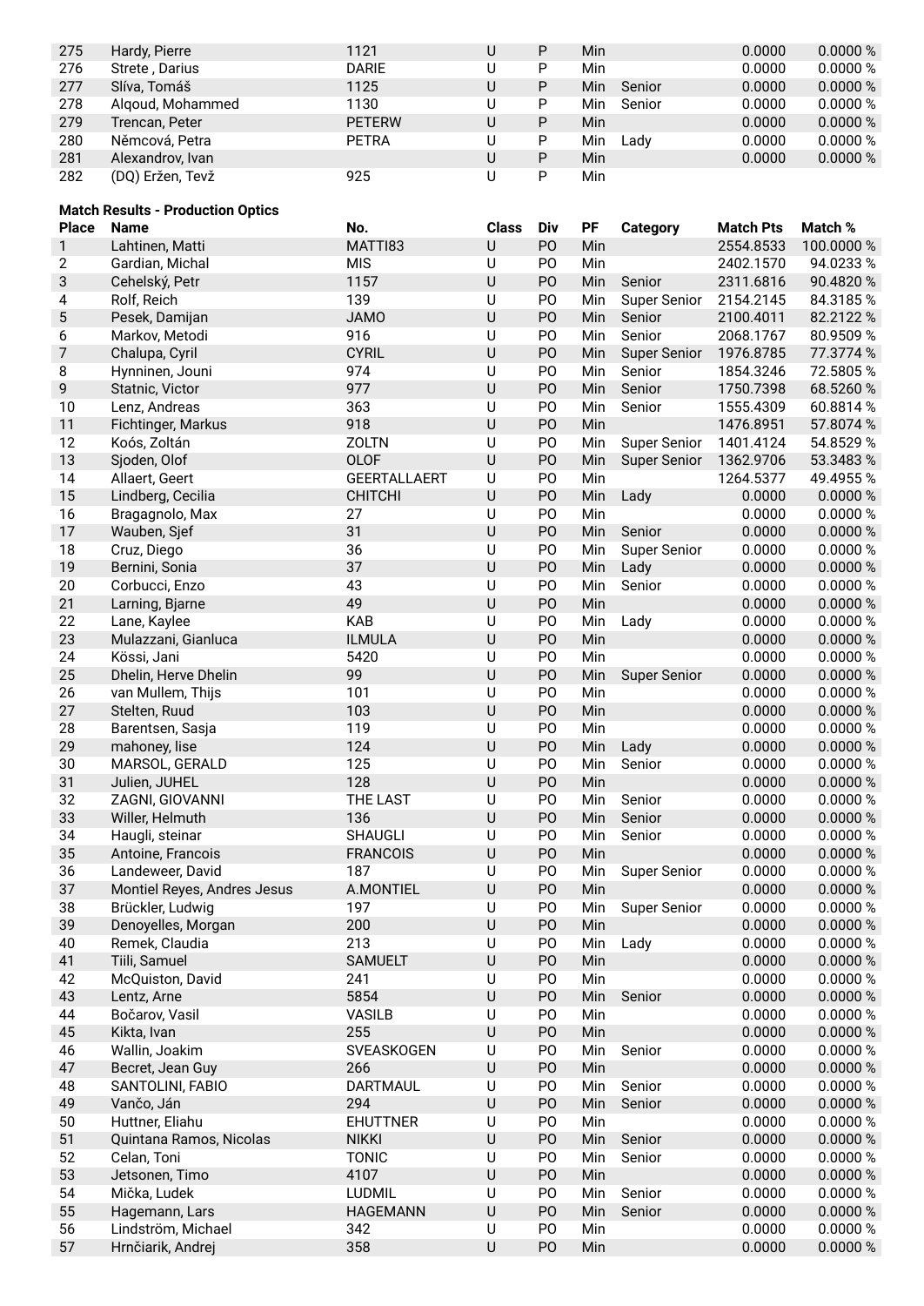| Place | Name | No. | Class | Div | PF | Category | Match Pts | Match % |
|---|---|---|---|---|---|---|---|---|
| 275 | Hardy, Pierre | 1121 | U | P | Min | | 0.0000 | 0.0000 % |
| 276 | Strete , Darius | DARIE | U | P | Min | | 0.0000 | 0.0000 % |
| 277 | Slíva, Tomáš | 1125 | U | P | Min | Senior | 0.0000 | 0.0000 % |
| 278 | Alqoud, Mohammed | 1130 | U | P | Min | Senior | 0.0000 | 0.0000 % |
| 279 | Trencan, Peter | PETERW | U | P | Min | | 0.0000 | 0.0000 % |
| 280 | Němcová, Petra | PETRA | U | P | Min | Lady | 0.0000 | 0.0000 % |
| 281 | Alexandrov, Ivan | | U | P | Min | | 0.0000 | 0.0000 % |
| 282 | (DQ) Eržen, Tevž | 925 | U | P | Min | | | |

**Match Results - Production Optics**

| Place | Name | No. | Class | Div | PF | Category | Match Pts | Match % |
|---|---|---|---|---|---|---|---|---|
| 1 | Lahtinen, Matti | MATTI83 | U | PO | Min | | 2554.8533 | 100.0000 % |
| 2 | Gardian, Michal | MIS | U | PO | Min | | 2402.1570 | 94.0233 % |
| 3 | Cehelský, Petr | 1157 | U | PO | Min | Senior | 2311.6816 | 90.4820 % |
| 4 | Rolf, Reich | 139 | U | PO | Min | Super Senior | 2154.2145 | 84.3185 % |
| 5 | Pesek, Damijan | JAMO | U | PO | Min | Senior | 2100.4011 | 82.2122 % |
| 6 | Markov, Metodi | 916 | U | PO | Min | Senior | 2068.1767 | 80.9509 % |
| 7 | Chalupa, Cyril | CYRIL | U | PO | Min | Super Senior | 1976.8785 | 77.3774 % |
| 8 | Hynninen, Jouni | 974 | U | PO | Min | Senior | 1854.3246 | 72.5805 % |
| 9 | Statnic, Victor | 977 | U | PO | Min | Senior | 1750.7398 | 68.5260 % |
| 10 | Lenz, Andreas | 363 | U | PO | Min | Senior | 1555.4309 | 60.8814 % |
| 11 | Fichtinger, Markus | 918 | U | PO | Min | | 1476.8951 | 57.8074 % |
| 12 | Koós, Zoltán | ZOLTN | U | PO | Min | Super Senior | 1401.4124 | 54.8529 % |
| 13 | Sjoden, Olof | OLOF | U | PO | Min | Super Senior | 1362.9706 | 53.3483 % |
| 14 | Allaert, Geert | GEERTALLAERT | U | PO | Min | | 1264.5377 | 49.4955 % |
| 15 | Lindberg, Cecilia | CHITCHI | U | PO | Min | Lady | 0.0000 | 0.0000 % |
| 16 | Bragagnolo, Max | 27 | U | PO | Min | | 0.0000 | 0.0000 % |
| 17 | Wauben, Sjef | 31 | U | PO | Min | Senior | 0.0000 | 0.0000 % |
| 18 | Cruz, Diego | 36 | U | PO | Min | Super Senior | 0.0000 | 0.0000 % |
| 19 | Bernini, Sonia | 37 | U | PO | Min | Lady | 0.0000 | 0.0000 % |
| 20 | Corbucci, Enzo | 43 | U | PO | Min | Senior | 0.0000 | 0.0000 % |
| 21 | Larning, Bjarne | 49 | U | PO | Min | | 0.0000 | 0.0000 % |
| 22 | Lane, Kaylee | KAB | U | PO | Min | Lady | 0.0000 | 0.0000 % |
| 23 | Mulazzani, Gianluca | ILMULA | U | PO | Min | | 0.0000 | 0.0000 % |
| 24 | Kössi, Jani | 5420 | U | PO | Min | | 0.0000 | 0.0000 % |
| 25 | Dhelin, Herve Dhelin | 99 | U | PO | Min | Super Senior | 0.0000 | 0.0000 % |
| 26 | van Mullem, Thijs | 101 | U | PO | Min | | 0.0000 | 0.0000 % |
| 27 | Stelten, Ruud | 103 | U | PO | Min | | 0.0000 | 0.0000 % |
| 28 | Barentsen, Sasja | 119 | U | PO | Min | | 0.0000 | 0.0000 % |
| 29 | mahoney, lise | 124 | U | PO | Min | Lady | 0.0000 | 0.0000 % |
| 30 | MARSOL, GERALD | 125 | U | PO | Min | Senior | 0.0000 | 0.0000 % |
| 31 | Julien, JUHEL | 128 | U | PO | Min | | 0.0000 | 0.0000 % |
| 32 | ZAGNI, GIOVANNI | THE LAST | U | PO | Min | Senior | 0.0000 | 0.0000 % |
| 33 | Willer, Helmuth | 136 | U | PO | Min | Senior | 0.0000 | 0.0000 % |
| 34 | Haugli, steinar | SHAUGLI | U | PO | Min | Senior | 0.0000 | 0.0000 % |
| 35 | Antoine, Francois | FRANCOIS | U | PO | Min | | 0.0000 | 0.0000 % |
| 36 | Landeweer, David | 187 | U | PO | Min | Super Senior | 0.0000 | 0.0000 % |
| 37 | Montiel Reyes, Andres Jesus | A.MONTIEL | U | PO | Min | | 0.0000 | 0.0000 % |
| 38 | Brückler, Ludwig | 197 | U | PO | Min | Super Senior | 0.0000 | 0.0000 % |
| 39 | Denoyelles, Morgan | 200 | U | PO | Min | | 0.0000 | 0.0000 % |
| 40 | Remek, Claudia | 213 | U | PO | Min | Lady | 0.0000 | 0.0000 % |
| 41 | Tiili, Samuel | SAMUELT | U | PO | Min | | 0.0000 | 0.0000 % |
| 42 | McQuiston, David | 241 | U | PO | Min | | 0.0000 | 0.0000 % |
| 43 | Lentz, Arne | 5854 | U | PO | Min | Senior | 0.0000 | 0.0000 % |
| 44 | Bočarov, Vasil | VASILB | U | PO | Min | | 0.0000 | 0.0000 % |
| 45 | Kikta, Ivan | 255 | U | PO | Min | | 0.0000 | 0.0000 % |
| 46 | Wallin, Joakim | SVEASKOGEN | U | PO | Min | Senior | 0.0000 | 0.0000 % |
| 47 | Becret, Jean Guy | 266 | U | PO | Min | | 0.0000 | 0.0000 % |
| 48 | SANTOLINI, FABIO | DARTMAUL | U | PO | Min | Senior | 0.0000 | 0.0000 % |
| 49 | Vančo, Ján | 294 | U | PO | Min | Senior | 0.0000 | 0.0000 % |
| 50 | Huttner, Eliahu | EHUTTNER | U | PO | Min | | 0.0000 | 0.0000 % |
| 51 | Quintana Ramos, Nicolas | NIKKI | U | PO | Min | Senior | 0.0000 | 0.0000 % |
| 52 | Celan, Toni | TONIC | U | PO | Min | Senior | 0.0000 | 0.0000 % |
| 53 | Jetsonen, Timo | 4107 | U | PO | Min | | 0.0000 | 0.0000 % |
| 54 | Mička, Ludek | LUDMIL | U | PO | Min | Senior | 0.0000 | 0.0000 % |
| 55 | Hagemann, Lars | HAGEMANN | U | PO | Min | Senior | 0.0000 | 0.0000 % |
| 56 | Lindström, Michael | 342 | U | PO | Min | | 0.0000 | 0.0000 % |
| 57 | Hrnčiarik, Andrej | 358 | U | PO | Min | | 0.0000 | 0.0000 % |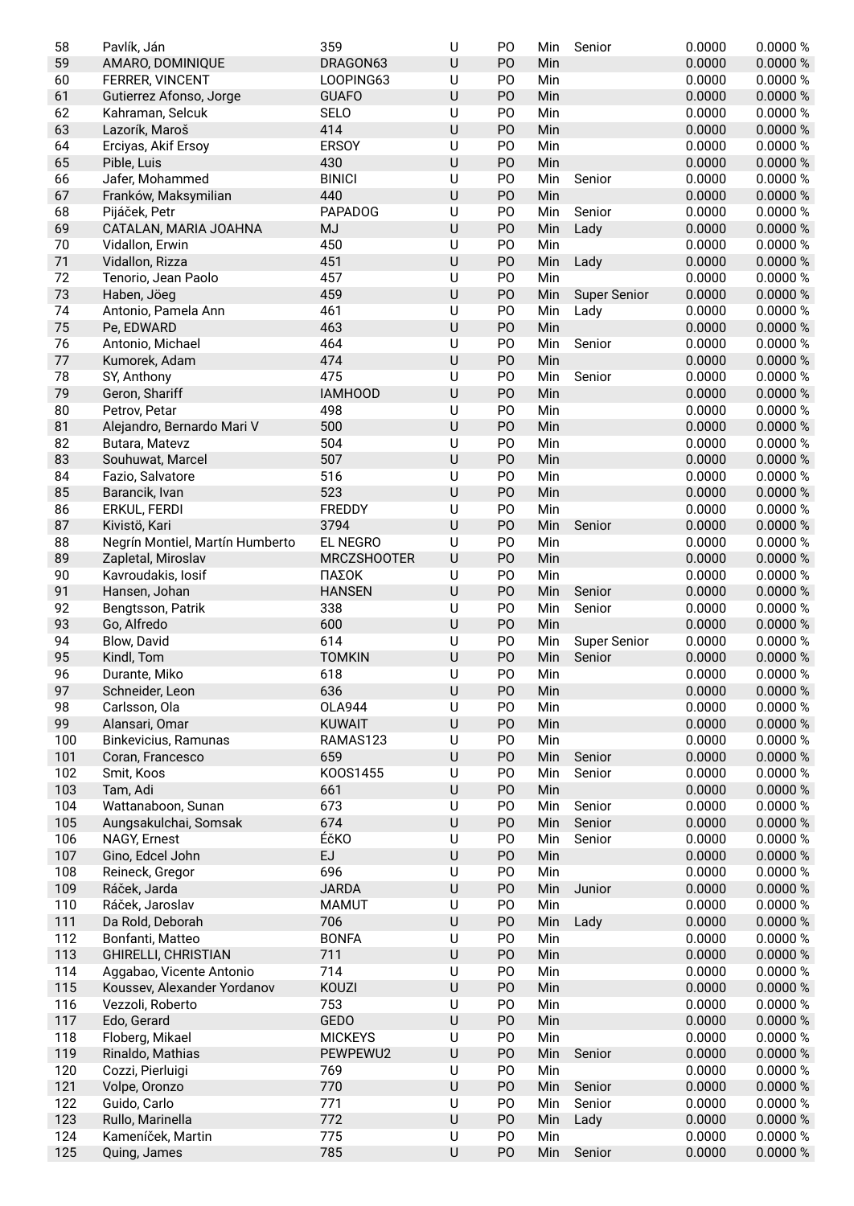| | | | | | | | | |
|---|---|---|---|---|---|---|---|---|
| 58 | Pavlík, Ján | 359 | U | PO | Min | Senior | 0.0000 | 0.0000 % |
| 59 | AMARO, DOMINIQUE | DRAGON63 | U | PO | Min | | 0.0000 | 0.0000 % |
| 60 | FERRER, VINCENT | LOOPING63 | U | PO | Min | | 0.0000 | 0.0000 % |
| 61 | Gutierrez Afonso, Jorge | GUAFO | U | PO | Min | | 0.0000 | 0.0000 % |
| 62 | Kahraman, Selcuk | SELO | U | PO | Min | | 0.0000 | 0.0000 % |
| 63 | Lazorík, Maroš | 414 | U | PO | Min | | 0.0000 | 0.0000 % |
| 64 | Erciyas, Akif Ersoy | ERSOY | U | PO | Min | | 0.0000 | 0.0000 % |
| 65 | Pible, Luis | 430 | U | PO | Min | | 0.0000 | 0.0000 % |
| 66 | Jafer, Mohammed | BINICI | U | PO | Min | Senior | 0.0000 | 0.0000 % |
| 67 | Franków, Maksymilian | 440 | U | PO | Min | | 0.0000 | 0.0000 % |
| 68 | Pijáček, Petr | PAPADOG | U | PO | Min | Senior | 0.0000 | 0.0000 % |
| 69 | CATALAN, MARIA JOAHNA | MJ | U | PO | Min | Lady | 0.0000 | 0.0000 % |
| 70 | Vidallon, Erwin | 450 | U | PO | Min | | 0.0000 | 0.0000 % |
| 71 | Vidallon, Rizza | 451 | U | PO | Min | Lady | 0.0000 | 0.0000 % |
| 72 | Tenorio, Jean Paolo | 457 | U | PO | Min | | 0.0000 | 0.0000 % |
| 73 | Haben, Jöeg | 459 | U | PO | Min | Super Senior | 0.0000 | 0.0000 % |
| 74 | Antonio, Pamela Ann | 461 | U | PO | Min | Lady | 0.0000 | 0.0000 % |
| 75 | Pe, EDWARD | 463 | U | PO | Min | | 0.0000 | 0.0000 % |
| 76 | Antonio, Michael | 464 | U | PO | Min | Senior | 0.0000 | 0.0000 % |
| 77 | Kumorek, Adam | 474 | U | PO | Min | | 0.0000 | 0.0000 % |
| 78 | SY, Anthony | 475 | U | PO | Min | Senior | 0.0000 | 0.0000 % |
| 79 | Geron, Shariff | IAMHOOD | U | PO | Min | | 0.0000 | 0.0000 % |
| 80 | Petrov, Petar | 498 | U | PO | Min | | 0.0000 | 0.0000 % |
| 81 | Alejandro, Bernardo Mari V | 500 | U | PO | Min | | 0.0000 | 0.0000 % |
| 82 | Butara, Matevz | 504 | U | PO | Min | | 0.0000 | 0.0000 % |
| 83 | Souhuwat, Marcel | 507 | U | PO | Min | | 0.0000 | 0.0000 % |
| 84 | Fazio, Salvatore | 516 | U | PO | Min | | 0.0000 | 0.0000 % |
| 85 | Barancik, Ivan | 523 | U | PO | Min | | 0.0000 | 0.0000 % |
| 86 | ERKUL, FERDI | FREDDY | U | PO | Min | | 0.0000 | 0.0000 % |
| 87 | Kivistö, Kari | 3794 | U | PO | Min | Senior | 0.0000 | 0.0000 % |
| 88 | Negrín Montiel, Martín Humberto | EL NEGRO | U | PO | Min | | 0.0000 | 0.0000 % |
| 89 | Zapletal, Miroslav | MRCZSHOOTER | U | PO | Min | | 0.0000 | 0.0000 % |
| 90 | Kavroudakis, Iosif | ΠΑΣΟΚ | U | PO | Min | | 0.0000 | 0.0000 % |
| 91 | Hansen, Johan | HANSEN | U | PO | Min | Senior | 0.0000 | 0.0000 % |
| 92 | Bengtsson, Patrik | 338 | U | PO | Min | Senior | 0.0000 | 0.0000 % |
| 93 | Go, Alfredo | 600 | U | PO | Min | | 0.0000 | 0.0000 % |
| 94 | Blow, David | 614 | U | PO | Min | Super Senior | 0.0000 | 0.0000 % |
| 95 | Kindl, Tom | TOMKIN | U | PO | Min | Senior | 0.0000 | 0.0000 % |
| 96 | Durante, Miko | 618 | U | PO | Min | | 0.0000 | 0.0000 % |
| 97 | Schneider, Leon | 636 | U | PO | Min | | 0.0000 | 0.0000 % |
| 98 | Carlsson, Ola | OLA944 | U | PO | Min | | 0.0000 | 0.0000 % |
| 99 | Alansari, Omar | KUWAIT | U | PO | Min | | 0.0000 | 0.0000 % |
| 100 | Binkevicius, Ramunas | RAMAS123 | U | PO | Min | | 0.0000 | 0.0000 % |
| 101 | Coran, Francesco | 659 | U | PO | Min | Senior | 0.0000 | 0.0000 % |
| 102 | Smit, Koos | KOOS1455 | U | PO | Min | Senior | 0.0000 | 0.0000 % |
| 103 | Tam, Adi | 661 | U | PO | Min | | 0.0000 | 0.0000 % |
| 104 | Wattanaboon, Sunan | 673 | U | PO | Min | Senior | 0.0000 | 0.0000 % |
| 105 | Aungsakulchai, Somsak | 674 | U | PO | Min | Senior | 0.0000 | 0.0000 % |
| 106 | NAGY, Ernest | ÉčKO | U | PO | Min | Senior | 0.0000 | 0.0000 % |
| 107 | Gino, Edcel John | EJ | U | PO | Min | | 0.0000 | 0.0000 % |
| 108 | Reineck, Gregor | 696 | U | PO | Min | | 0.0000 | 0.0000 % |
| 109 | Ráček, Jarda | JARDA | U | PO | Min | Junior | 0.0000 | 0.0000 % |
| 110 | Ráček, Jaroslav | MAMUT | U | PO | Min | | 0.0000 | 0.0000 % |
| 111 | Da Rold, Deborah | 706 | U | PO | Min | Lady | 0.0000 | 0.0000 % |
| 112 | Bonfanti, Matteo | BONFA | U | PO | Min | | 0.0000 | 0.0000 % |
| 113 | GHIRELLI, CHRISTIAN | 711 | U | PO | Min | | 0.0000 | 0.0000 % |
| 114 | Aggabao, Vicente Antonio | 714 | U | PO | Min | | 0.0000 | 0.0000 % |
| 115 | Koussev, Alexander Yordanov | KOUZI | U | PO | Min | | 0.0000 | 0.0000 % |
| 116 | Vezzoli, Roberto | 753 | U | PO | Min | | 0.0000 | 0.0000 % |
| 117 | Edo, Gerard | GEDO | U | PO | Min | | 0.0000 | 0.0000 % |
| 118 | Floberg, Mikael | MICKEYS | U | PO | Min | | 0.0000 | 0.0000 % |
| 119 | Rinaldo, Mathias | PEWPEWU2 | U | PO | Min | Senior | 0.0000 | 0.0000 % |
| 120 | Cozzi, Pierluigi | 769 | U | PO | Min | | 0.0000 | 0.0000 % |
| 121 | Volpe, Oronzo | 770 | U | PO | Min | Senior | 0.0000 | 0.0000 % |
| 122 | Guido, Carlo | 771 | U | PO | Min | Senior | 0.0000 | 0.0000 % |
| 123 | Rullo, Marinella | 772 | U | PO | Min | Lady | 0.0000 | 0.0000 % |
| 124 | Kameníček, Martin | 775 | U | PO | Min | | 0.0000 | 0.0000 % |
| 125 | Quing, James | 785 | U | PO | Min | Senior | 0.0000 | 0.0000 % |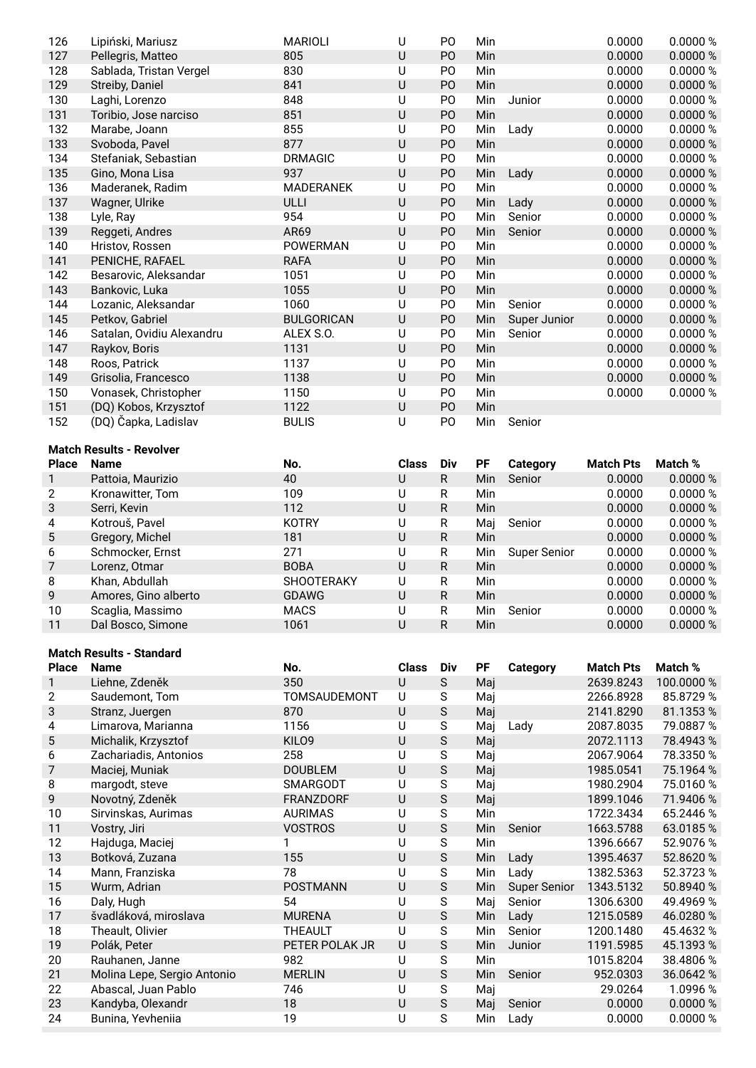| Place | Name | No. | Class | Div | PF | Category | Match Pts | Match % |
|---|---|---|---|---|---|---|---|---|
| 126 | Lipiński, Mariusz | MARIOLI | U | PO | Min | | 0.0000 | 0.0000 % |
| 127 | Pellegris, Matteo | 805 | U | PO | Min | | 0.0000 | 0.0000 % |
| 128 | Sablada, Tristan Vergel | 830 | U | PO | Min | | 0.0000 | 0.0000 % |
| 129 | Streiby, Daniel | 841 | U | PO | Min | | 0.0000 | 0.0000 % |
| 130 | Laghi, Lorenzo | 848 | U | PO | Min | Junior | 0.0000 | 0.0000 % |
| 131 | Toribio, Jose narciso | 851 | U | PO | Min | | 0.0000 | 0.0000 % |
| 132 | Marabe, Joann | 855 | U | PO | Min | Lady | 0.0000 | 0.0000 % |
| 133 | Svoboda, Pavel | 877 | U | PO | Min | | 0.0000 | 0.0000 % |
| 134 | Stefaniak, Sebastian | DRMAGIC | U | PO | Min | | 0.0000 | 0.0000 % |
| 135 | Gino, Mona Lisa | 937 | U | PO | Min | Lady | 0.0000 | 0.0000 % |
| 136 | Maderanek, Radim | MADERANEK | U | PO | Min | | 0.0000 | 0.0000 % |
| 137 | Wagner, Ulrike | ULLI | U | PO | Min | Lady | 0.0000 | 0.0000 % |
| 138 | Lyle, Ray | 954 | U | PO | Min | Senior | 0.0000 | 0.0000 % |
| 139 | Reggeti, Andres | AR69 | U | PO | Min | Senior | 0.0000 | 0.0000 % |
| 140 | Hristov, Rossen | POWERMAN | U | PO | Min | | 0.0000 | 0.0000 % |
| 141 | PENICHE, RAFAEL | RAFA | U | PO | Min | | 0.0000 | 0.0000 % |
| 142 | Besarovic, Aleksandar | 1051 | U | PO | Min | | 0.0000 | 0.0000 % |
| 143 | Bankovic, Luka | 1055 | U | PO | Min | | 0.0000 | 0.0000 % |
| 144 | Lozanic, Aleksandar | 1060 | U | PO | Min | Senior | 0.0000 | 0.0000 % |
| 145 | Petkov, Gabriel | BULGORICAN | U | PO | Min | Super Junior | 0.0000 | 0.0000 % |
| 146 | Satalan, Ovidiu Alexandru | ALEX S.O. | U | PO | Min | Senior | 0.0000 | 0.0000 % |
| 147 | Raykov, Boris | 1131 | U | PO | Min | | 0.0000 | 0.0000 % |
| 148 | Roos, Patrick | 1137 | U | PO | Min | | 0.0000 | 0.0000 % |
| 149 | Grisolia, Francesco | 1138 | U | PO | Min | | 0.0000 | 0.0000 % |
| 150 | Vonasek, Christopher | 1150 | U | PO | Min | | 0.0000 | 0.0000 % |
| 151 | (DQ) Kobos, Krzysztof | 1122 | U | PO | Min | | | |
| 152 | (DQ) Čapka, Ladislav | BULIS | U | PO | Min | Senior | | |

**Match Results - Revolver**

| Place | Name | No. | Class | Div | PF | Category | Match Pts | Match % |
|---|---|---|---|---|---|---|---|---|
| 1 | Pattoia, Maurizio | 40 | U | R | Min | Senior | 0.0000 | 0.0000 % |
| 2 | Kronawitter, Tom | 109 | U | R | Min | | 0.0000 | 0.0000 % |
| 3 | Serri, Kevin | 112 | U | R | Min | | 0.0000 | 0.0000 % |
| 4 | Kotrouš, Pavel | KOTRY | U | R | Maj | Senior | 0.0000 | 0.0000 % |
| 5 | Gregory, Michel | 181 | U | R | Min | | 0.0000 | 0.0000 % |
| 6 | Schmocker, Ernst | 271 | U | R | Min | Super Senior | 0.0000 | 0.0000 % |
| 7 | Lorenz, Otmar | BOBA | U | R | Min | | 0.0000 | 0.0000 % |
| 8 | Khan, Abdullah | SHOOTERAKY | U | R | Min | | 0.0000 | 0.0000 % |
| 9 | Amores, Gino alberto | GDAWG | U | R | Min | | 0.0000 | 0.0000 % |
| 10 | Scaglia, Massimo | MACS | U | R | Min | Senior | 0.0000 | 0.0000 % |
| 11 | Dal Bosco, Simone | 1061 | U | R | Min | | 0.0000 | 0.0000 % |

**Match Results - Standard**

| Place | Name | No. | Class | Div | PF | Category | Match Pts | Match % |
|---|---|---|---|---|---|---|---|---|
| 1 | Liehne, Zdeněk | 350 | U | S | Maj | | 2639.8243 | 100.0000 % |
| 2 | Saudemont, Tom | TOMSAUDEMONT | U | S | Maj | | 2266.8928 | 85.8729 % |
| 3 | Stranz, Juergen | 870 | U | S | Maj | | 2141.8290 | 81.1353 % |
| 4 | Limarova, Marianna | 1156 | U | S | Maj | Lady | 2087.8035 | 79.0887 % |
| 5 | Michalik, Krzysztof | KILO9 | U | S | Maj | | 2072.1113 | 78.4943 % |
| 6 | Zachariadis, Antonios | 258 | U | S | Maj | | 2067.9064 | 78.3350 % |
| 7 | Maciej, Muniak | DOUBLEM | U | S | Maj | | 1985.0541 | 75.1964 % |
| 8 | margodt, steve | SMARGODT | U | S | Maj | | 1980.2904 | 75.0160 % |
| 9 | Novotný, Zdeněk | FRANZDORF | U | S | Maj | | 1899.1046 | 71.9406 % |
| 10 | Sirvinskas, Aurimas | AURIMAS | U | S | Min | | 1722.3434 | 65.2446 % |
| 11 | Vostry, Jiri | VOSTROS | U | S | Min | Senior | 1663.5788 | 63.0185 % |
| 12 | Hajduga, Maciej | 1 | U | S | Min | | 1396.6667 | 52.9076 % |
| 13 | Botková, Zuzana | 155 | U | S | Min | Lady | 1395.4637 | 52.8620 % |
| 14 | Mann, Franziska | 78 | U | S | Min | Lady | 1382.5363 | 52.3723 % |
| 15 | Wurm, Adrian | POSTMANN | U | S | Min | Super Senior | 1343.5132 | 50.8940 % |
| 16 | Daly, Hugh | 54 | U | S | Maj | Senior | 1306.6300 | 49.4969 % |
| 17 | švadláková, miroslava | MURENA | U | S | Min | Lady | 1215.0589 | 46.0280 % |
| 18 | Theault, Olivier | THEAULT | U | S | Min | Senior | 1200.1480 | 45.4632 % |
| 19 | Polák, Peter | PETER POLAK JR | U | S | Min | Junior | 1191.5985 | 45.1393 % |
| 20 | Rauhanen, Janne | 982 | U | S | Min | | 1015.8204 | 38.4806 % |
| 21 | Molina Lepe, Sergio Antonio | MERLIN | U | S | Min | Senior | 952.0303 | 36.0642 % |
| 22 | Abascal, Juan Pablo | 746 | U | S | Maj | | 29.0264 | 1.0996 % |
| 23 | Kandyba, Olexandr | 18 | U | S | Maj | Senior | 0.0000 | 0.0000 % |
| 24 | Bunina, Yevheniia | 19 | U | S | Min | Lady | 0.0000 | 0.0000 % |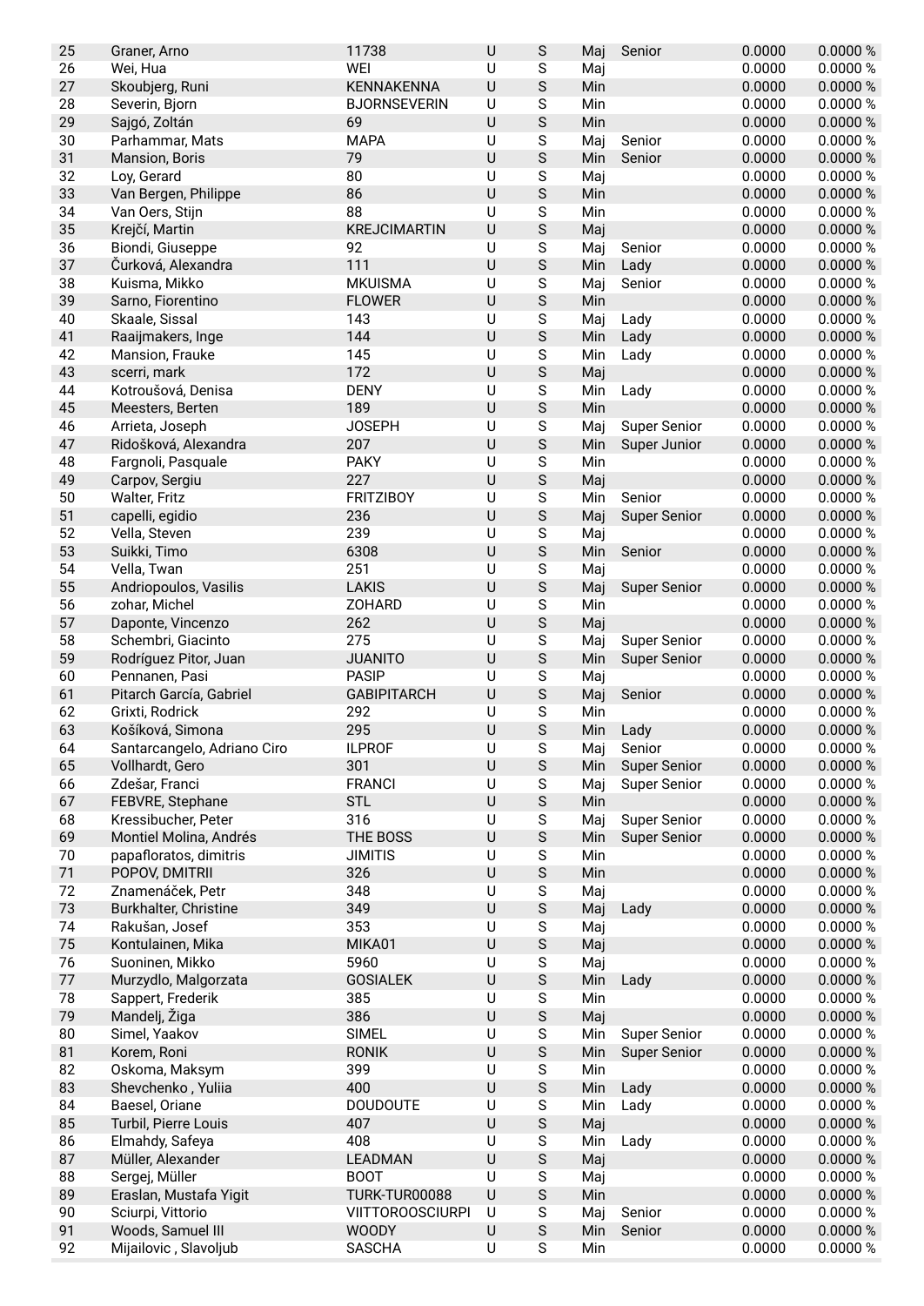| 25 | Graner, Arno | 11738 | U | S | Maj | Senior | 0.0000 | 0.0000 % |
|---|---|---|---|---|---|---|---|---|
| 26 | Wei, Hua | WEI | U | S | Maj | | 0.0000 | 0.0000 % |
| 27 | Skoubjerg, Runi | KENNAKENNA | U | S | Min | | 0.0000 | 0.0000 % |
| 28 | Severin, Bjorn | BJORNSEVERIN | U | S | Min | | 0.0000 | 0.0000 % |
| 29 | Sajgó, Zoltán | 69 | U | S | Min | | 0.0000 | 0.0000 % |
| 30 | Parhammar, Mats | MAPA | U | S | Maj | Senior | 0.0000 | 0.0000 % |
| 31 | Mansion, Boris | 79 | U | S | Min | Senior | 0.0000 | 0.0000 % |
| 32 | Loy, Gerard | 80 | U | S | Maj | | 0.0000 | 0.0000 % |
| 33 | Van Bergen, Philippe | 86 | U | S | Min | | 0.0000 | 0.0000 % |
| 34 | Van Oers, Stijn | 88 | U | S | Min | | 0.0000 | 0.0000 % |
| 35 | Krejčí, Martin | KREJCIMARTIN | U | S | Maj | | 0.0000 | 0.0000 % |
| 36 | Biondi, Giuseppe | 92 | U | S | Maj | Senior | 0.0000 | 0.0000 % |
| 37 | Čurková, Alexandra | 111 | U | S | Min | Lady | 0.0000 | 0.0000 % |
| 38 | Kuisma, Mikko | MKUISMA | U | S | Maj | Senior | 0.0000 | 0.0000 % |
| 39 | Sarno, Fiorentino | FLOWER | U | S | Min | | 0.0000 | 0.0000 % |
| 40 | Skaale, Sissal | 143 | U | S | Maj | Lady | 0.0000 | 0.0000 % |
| 41 | Raaijmakers, Inge | 144 | U | S | Min | Lady | 0.0000 | 0.0000 % |
| 42 | Mansion, Frauke | 145 | U | S | Min | Lady | 0.0000 | 0.0000 % |
| 43 | scerri, mark | 172 | U | S | Maj | | 0.0000 | 0.0000 % |
| 44 | Kotroušová, Denisa | DENY | U | S | Min | Lady | 0.0000 | 0.0000 % |
| 45 | Meesters, Berten | 189 | U | S | Min | | 0.0000 | 0.0000 % |
| 46 | Arrieta, Joseph | JOSEPH | U | S | Maj | Super Senior | 0.0000 | 0.0000 % |
| 47 | Ridošková, Alexandra | 207 | U | S | Min | Super Junior | 0.0000 | 0.0000 % |
| 48 | Fargnoli, Pasquale | PAKY | U | S | Min | | 0.0000 | 0.0000 % |
| 49 | Carpov, Sergiu | 227 | U | S | Maj | | 0.0000 | 0.0000 % |
| 50 | Walter, Fritz | FRITZIBOY | U | S | Min | Senior | 0.0000 | 0.0000 % |
| 51 | capelli, egidio | 236 | U | S | Maj | Super Senior | 0.0000 | 0.0000 % |
| 52 | Vella, Steven | 239 | U | S | Maj | | 0.0000 | 0.0000 % |
| 53 | Suikki, Timo | 6308 | U | S | Min | Senior | 0.0000 | 0.0000 % |
| 54 | Vella, Twan | 251 | U | S | Maj | | 0.0000 | 0.0000 % |
| 55 | Andriopoulos, Vasilis | LAKIS | U | S | Maj | Super Senior | 0.0000 | 0.0000 % |
| 56 | zohar, Michel | ZOHARD | U | S | Min | | 0.0000 | 0.0000 % |
| 57 | Daponte, Vincenzo | 262 | U | S | Maj | | 0.0000 | 0.0000 % |
| 58 | Schembri, Giacinto | 275 | U | S | Maj | Super Senior | 0.0000 | 0.0000 % |
| 59 | Rodríguez Pitor, Juan | JUANITO | U | S | Min | Super Senior | 0.0000 | 0.0000 % |
| 60 | Pennanen, Pasi | PASIP | U | S | Maj | | 0.0000 | 0.0000 % |
| 61 | Pitarch García, Gabriel | GABIPITARCH | U | S | Maj | Senior | 0.0000 | 0.0000 % |
| 62 | Grixti, Rodrick | 292 | U | S | Min | | 0.0000 | 0.0000 % |
| 63 | Košíková, Simona | 295 | U | S | Min | Lady | 0.0000 | 0.0000 % |
| 64 | Santarcangelo, Adriano Ciro | ILPROF | U | S | Maj | Senior | 0.0000 | 0.0000 % |
| 65 | Vollhardt, Gero | 301 | U | S | Min | Super Senior | 0.0000 | 0.0000 % |
| 66 | Zdešar, Franci | FRANCI | U | S | Maj | Super Senior | 0.0000 | 0.0000 % |
| 67 | FEBVRE, Stephane | STL | U | S | Min | | 0.0000 | 0.0000 % |
| 68 | Kressibucher, Peter | 316 | U | S | Maj | Super Senior | 0.0000 | 0.0000 % |
| 69 | Montiel Molina, Andrés | THE BOSS | U | S | Min | Super Senior | 0.0000 | 0.0000 % |
| 70 | papafloratos, dimitris | JIMITIS | U | S | Min | | 0.0000 | 0.0000 % |
| 71 | POPOV, DMITRII | 326 | U | S | Min | | 0.0000 | 0.0000 % |
| 72 | Znamenáček, Petr | 348 | U | S | Maj | | 0.0000 | 0.0000 % |
| 73 | Burkhalter, Christine | 349 | U | S | Maj | Lady | 0.0000 | 0.0000 % |
| 74 | Rakušan, Josef | 353 | U | S | Maj | | 0.0000 | 0.0000 % |
| 75 | Kontulainen, Mika | MIKA01 | U | S | Maj | | 0.0000 | 0.0000 % |
| 76 | Suoninen, Mikko | 5960 | U | S | Maj | | 0.0000 | 0.0000 % |
| 77 | Murzydlo, Malgorzata | GOSIALEK | U | S | Min | Lady | 0.0000 | 0.0000 % |
| 78 | Sappert, Frederik | 385 | U | S | Min | | 0.0000 | 0.0000 % |
| 79 | Mandelj, Žiga | 386 | U | S | Maj | | 0.0000 | 0.0000 % |
| 80 | Simel, Yaakov | SIMEL | U | S | Min | Super Senior | 0.0000 | 0.0000 % |
| 81 | Korem, Roni | RONIK | U | S | Min | Super Senior | 0.0000 | 0.0000 % |
| 82 | Oskoma, Maksym | 399 | U | S | Min | | 0.0000 | 0.0000 % |
| 83 | Shevchenko , Yuliia | 400 | U | S | Min | Lady | 0.0000 | 0.0000 % |
| 84 | Baesel, Oriane | DOUDOUTE | U | S | Min | Lady | 0.0000 | 0.0000 % |
| 85 | Turbil, Pierre Louis | 407 | U | S | Maj | | 0.0000 | 0.0000 % |
| 86 | Elmahdy, Safeya | 408 | U | S | Min | Lady | 0.0000 | 0.0000 % |
| 87 | Müller, Alexander | LEADMAN | U | S | Maj | | 0.0000 | 0.0000 % |
| 88 | Sergej, Müller | BOOT | U | S | Maj | | 0.0000 | 0.0000 % |
| 89 | Eraslan, Mustafa Yigit | TURK-TUR00088 | U | S | Min | | 0.0000 | 0.0000 % |
| 90 | Sciurpi, Vittorio | VIITTOROOSCIURPI | U | S | Maj | Senior | 0.0000 | 0.0000 % |
| 91 | Woods, Samuel III | WOODY | U | S | Min | Senior | 0.0000 | 0.0000 % |
| 92 | Mijailovic , Slavoljub | SASCHA | U | S | Min | | 0.0000 | 0.0000 % |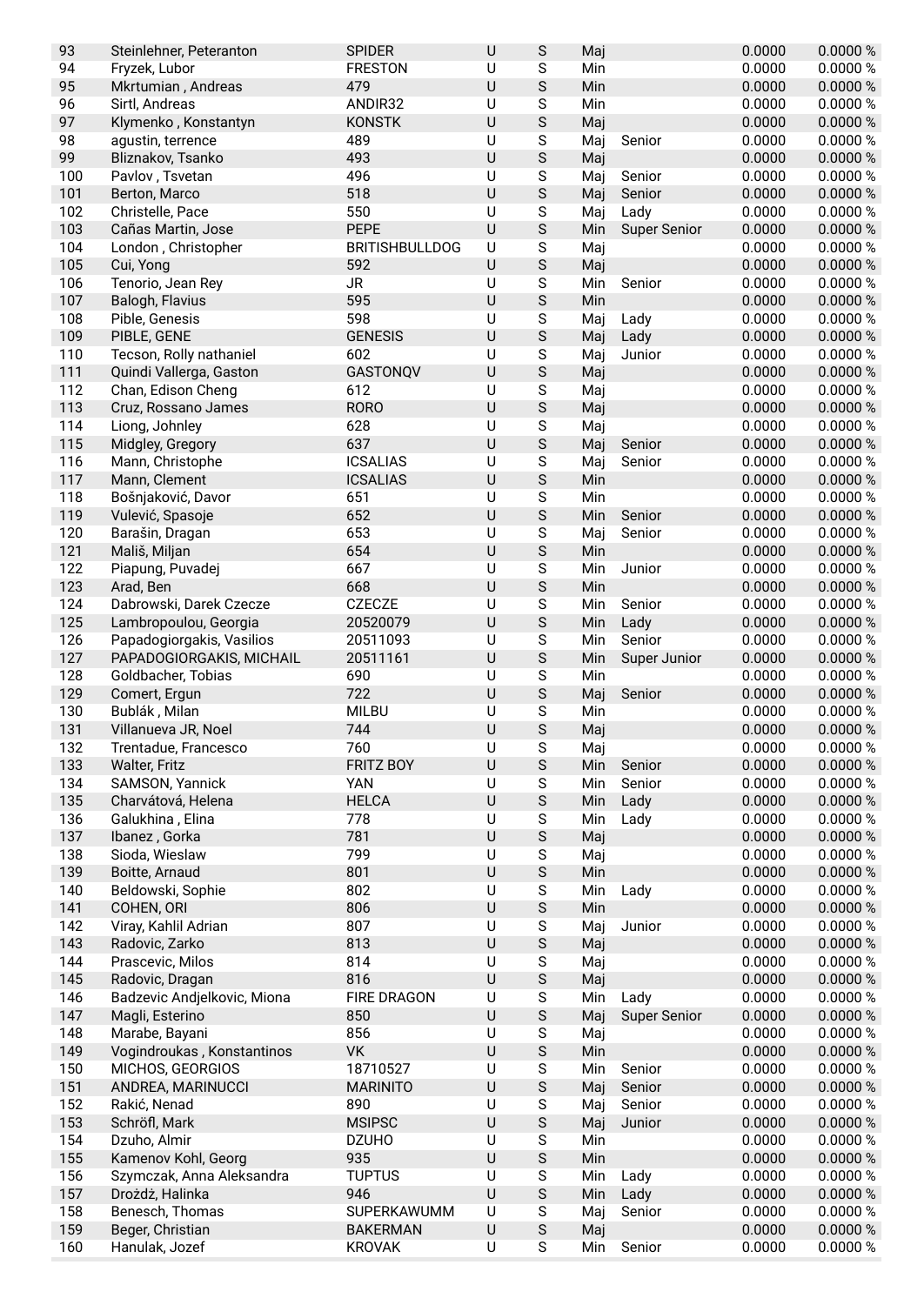| | | | | | | | | |
|---|---|---|---|---|---|---|---|---|
| 93 | Steinlehner, Peteranton | SPIDER | U | S | Maj | | 0.0000 | 0.0000 % |
| 94 | Fryzek, Lubor | FRESTON | U | S | Min | | 0.0000 | 0.0000 % |
| 95 | Mkrtumian , Andreas | 479 | U | S | Min | | 0.0000 | 0.0000 % |
| 96 | Sirtl, Andreas | ANDIR32 | U | S | Min | | 0.0000 | 0.0000 % |
| 97 | Klymenko , Konstantyn | KONSTK | U | S | Maj | | 0.0000 | 0.0000 % |
| 98 | agustin, terrence | 489 | U | S | Maj | Senior | 0.0000 | 0.0000 % |
| 99 | Bliznakov, Tsanko | 493 | U | S | Maj | | 0.0000 | 0.0000 % |
| 100 | Pavlov , Tsvetan | 496 | U | S | Maj | Senior | 0.0000 | 0.0000 % |
| 101 | Berton, Marco | 518 | U | S | Maj | Senior | 0.0000 | 0.0000 % |
| 102 | Christelle, Pace | 550 | U | S | Maj | Lady | 0.0000 | 0.0000 % |
| 103 | Cañas Martin, Jose | PEPE | U | S | Min | Super Senior | 0.0000 | 0.0000 % |
| 104 | London , Christopher | BRITISHBULLDOG | U | S | Maj | | 0.0000 | 0.0000 % |
| 105 | Cui, Yong | 592 | U | S | Maj | | 0.0000 | 0.0000 % |
| 106 | Tenorio, Jean Rey | JR | U | S | Min | Senior | 0.0000 | 0.0000 % |
| 107 | Balogh, Flavius | 595 | U | S | Min | | 0.0000 | 0.0000 % |
| 108 | Pible, Genesis | 598 | U | S | Maj | Lady | 0.0000 | 0.0000 % |
| 109 | PIBLE, GENE | GENESIS | U | S | Maj | Lady | 0.0000 | 0.0000 % |
| 110 | Tecson, Rolly nathaniel | 602 | U | S | Maj | Junior | 0.0000 | 0.0000 % |
| 111 | Quindi Vallerga, Gaston | GASTONQV | U | S | Maj | | 0.0000 | 0.0000 % |
| 112 | Chan, Edison Cheng | 612 | U | S | Maj | | 0.0000 | 0.0000 % |
| 113 | Cruz, Rossano James | RORO | U | S | Maj | | 0.0000 | 0.0000 % |
| 114 | Liong, Johnley | 628 | U | S | Maj | | 0.0000 | 0.0000 % |
| 115 | Midgley, Gregory | 637 | U | S | Maj | Senior | 0.0000 | 0.0000 % |
| 116 | Mann, Christophe | ICSALIAS | U | S | Maj | Senior | 0.0000 | 0.0000 % |
| 117 | Mann, Clement | ICSALIAS | U | S | Min | | 0.0000 | 0.0000 % |
| 118 | Bošnjaković, Davor | 651 | U | S | Min | | 0.0000 | 0.0000 % |
| 119 | Vulević, Spasoje | 652 | U | S | Min | Senior | 0.0000 | 0.0000 % |
| 120 | Barašin, Dragan | 653 | U | S | Maj | Senior | 0.0000 | 0.0000 % |
| 121 | Mališ, Miljan | 654 | U | S | Min | | 0.0000 | 0.0000 % |
| 122 | Piapung, Puvadej | 667 | U | S | Min | Junior | 0.0000 | 0.0000 % |
| 123 | Arad, Ben | 668 | U | S | Min | | 0.0000 | 0.0000 % |
| 124 | Dabrowski, Darek Czecze | CZECZE | U | S | Min | Senior | 0.0000 | 0.0000 % |
| 125 | Lambropoulou, Georgia | 20520079 | U | S | Min | Lady | 0.0000 | 0.0000 % |
| 126 | Papadogiorgakis, Vasilios | 20511093 | U | S | Min | Senior | 0.0000 | 0.0000 % |
| 127 | PAPADOGIORGAKIS, MICHAIL | 20511161 | U | S | Min | Super Junior | 0.0000 | 0.0000 % |
| 128 | Goldbacher, Tobias | 690 | U | S | Min | | 0.0000 | 0.0000 % |
| 129 | Comert, Ergun | 722 | U | S | Maj | Senior | 0.0000 | 0.0000 % |
| 130 | Bublák , Milan | MILBU | U | S | Min | | 0.0000 | 0.0000 % |
| 131 | Villanueva JR, Noel | 744 | U | S | Maj | | 0.0000 | 0.0000 % |
| 132 | Trentadue, Francesco | 760 | U | S | Maj | | 0.0000 | 0.0000 % |
| 133 | Walter, Fritz | FRITZ BOY | U | S | Min | Senior | 0.0000 | 0.0000 % |
| 134 | SAMSON, Yannick | YAN | U | S | Min | Senior | 0.0000 | 0.0000 % |
| 135 | Charvátová, Helena | HELCA | U | S | Min | Lady | 0.0000 | 0.0000 % |
| 136 | Galukhina , Elina | 778 | U | S | Min | Lady | 0.0000 | 0.0000 % |
| 137 | Ibanez , Gorka | 781 | U | S | Maj | | 0.0000 | 0.0000 % |
| 138 | Sioda, Wieslaw | 799 | U | S | Maj | | 0.0000 | 0.0000 % |
| 139 | Boitte, Arnaud | 801 | U | S | Min | | 0.0000 | 0.0000 % |
| 140 | Beldowski, Sophie | 802 | U | S | Min | Lady | 0.0000 | 0.0000 % |
| 141 | COHEN, ORI | 806 | U | S | Min | | 0.0000 | 0.0000 % |
| 142 | Viray, Kahlil Adrian | 807 | U | S | Maj | Junior | 0.0000 | 0.0000 % |
| 143 | Radovic, Zarko | 813 | U | S | Maj | | 0.0000 | 0.0000 % |
| 144 | Prascevic, Milos | 814 | U | S | Maj | | 0.0000 | 0.0000 % |
| 145 | Radovic, Dragan | 816 | U | S | Maj | | 0.0000 | 0.0000 % |
| 146 | Badzevic Andjelkovic, Miona | FIRE DRAGON | U | S | Min | Lady | 0.0000 | 0.0000 % |
| 147 | Magli, Esterino | 850 | U | S | Maj | Super Senior | 0.0000 | 0.0000 % |
| 148 | Marabe, Bayani | 856 | U | S | Maj | | 0.0000 | 0.0000 % |
| 149 | Vogindroukas , Konstantinos | VK | U | S | Min | | 0.0000 | 0.0000 % |
| 150 | MICHOS, GEORGIOS | 18710527 | U | S | Min | Senior | 0.0000 | 0.0000 % |
| 151 | ANDREA, MARINUCCI | MARINITO | U | S | Maj | Senior | 0.0000 | 0.0000 % |
| 152 | Rakić, Nenad | 890 | U | S | Maj | Senior | 0.0000 | 0.0000 % |
| 153 | Schröfl, Mark | MSIPSC | U | S | Maj | Junior | 0.0000 | 0.0000 % |
| 154 | Dzuho, Almir | DZUHO | U | S | Min | | 0.0000 | 0.0000 % |
| 155 | Kamenov Kohl, Georg | 935 | U | S | Min | | 0.0000 | 0.0000 % |
| 156 | Szymczak, Anna Aleksandra | TUPTUS | U | S | Min | Lady | 0.0000 | 0.0000 % |
| 157 | Drożdż, Halinka | 946 | U | S | Min | Lady | 0.0000 | 0.0000 % |
| 158 | Benesch, Thomas | SUPERKAWUMM | U | S | Maj | Senior | 0.0000 | 0.0000 % |
| 159 | Beger, Christian | BAKERMAN | U | S | Maj | | 0.0000 | 0.0000 % |
| 160 | Hanulak, Jozef | KROVAK | U | S | Min | Senior | 0.0000 | 0.0000 % |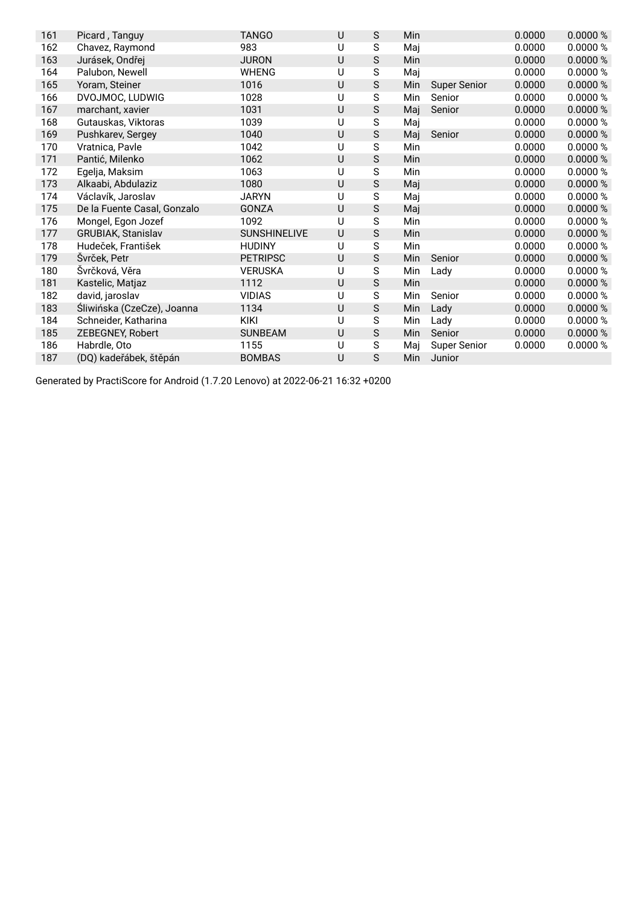| | | | | | | | | |
|---|---|---|---|---|---|---|---|---|
| 161 | Picard , Tanguy | TANGO | U | S | Min | | 0.0000 | 0.0000 % |
| 162 | Chavez, Raymond | 983 | U | S | Maj | | 0.0000 | 0.0000 % |
| 163 | Jurásek, Ondřej | JURON | U | S | Min | | 0.0000 | 0.0000 % |
| 164 | Palubon, Newell | WHENG | U | S | Maj | | 0.0000 | 0.0000 % |
| 165 | Yoram, Steiner | 1016 | U | S | Min | Super Senior | 0.0000 | 0.0000 % |
| 166 | DVOJMOC, LUDWIG | 1028 | U | S | Min | Senior | 0.0000 | 0.0000 % |
| 167 | marchant, xavier | 1031 | U | S | Maj | Senior | 0.0000 | 0.0000 % |
| 168 | Gutauskas, Viktoras | 1039 | U | S | Maj | | 0.0000 | 0.0000 % |
| 169 | Pushkarev, Sergey | 1040 | U | S | Maj | Senior | 0.0000 | 0.0000 % |
| 170 | Vratnica, Pavle | 1042 | U | S | Min | | 0.0000 | 0.0000 % |
| 171 | Pantić, Milenko | 1062 | U | S | Min | | 0.0000 | 0.0000 % |
| 172 | Egelja, Maksim | 1063 | U | S | Min | | 0.0000 | 0.0000 % |
| 173 | Alkaabi, Abdulaziz | 1080 | U | S | Maj | | 0.0000 | 0.0000 % |
| 174 | Václavík, Jaroslav | JARYN | U | S | Maj | | 0.0000 | 0.0000 % |
| 175 | De la Fuente Casal, Gonzalo | GONZA | U | S | Maj | | 0.0000 | 0.0000 % |
| 176 | Mongel, Egon Jozef | 1092 | U | S | Min | | 0.0000 | 0.0000 % |
| 177 | GRUBIAK, Stanislav | SUNSHINELIVE | U | S | Min | | 0.0000 | 0.0000 % |
| 178 | Hudeček, František | HUDINY | U | S | Min | | 0.0000 | 0.0000 % |
| 179 | Švrček, Petr | PETRIPSC | U | S | Min | Senior | 0.0000 | 0.0000 % |
| 180 | Švrčková, Věra | VERUSKA | U | S | Min | Lady | 0.0000 | 0.0000 % |
| 181 | Kastelic, Matjaz | 1112 | U | S | Min | | 0.0000 | 0.0000 % |
| 182 | david, jaroslav | VIDIAS | U | S | Min | Senior | 0.0000 | 0.0000 % |
| 183 | Śliwińska (CzeCze), Joanna | 1134 | U | S | Min | Lady | 0.0000 | 0.0000 % |
| 184 | Schneider, Katharina | KIKI | U | S | Min | Lady | 0.0000 | 0.0000 % |
| 185 | ZEBEGNEY, Robert | SUNBEAM | U | S | Min | Senior | 0.0000 | 0.0000 % |
| 186 | Habrdle, Oto | 1155 | U | S | Maj | Super Senior | 0.0000 | 0.0000 % |
| 187 | (DQ) kadeřábek, štěpán | BOMBAS | U | S | Min | Junior | | |

Generated by PractiScore for Android (1.7.20 Lenovo) at 2022-06-21 16:32 +0200